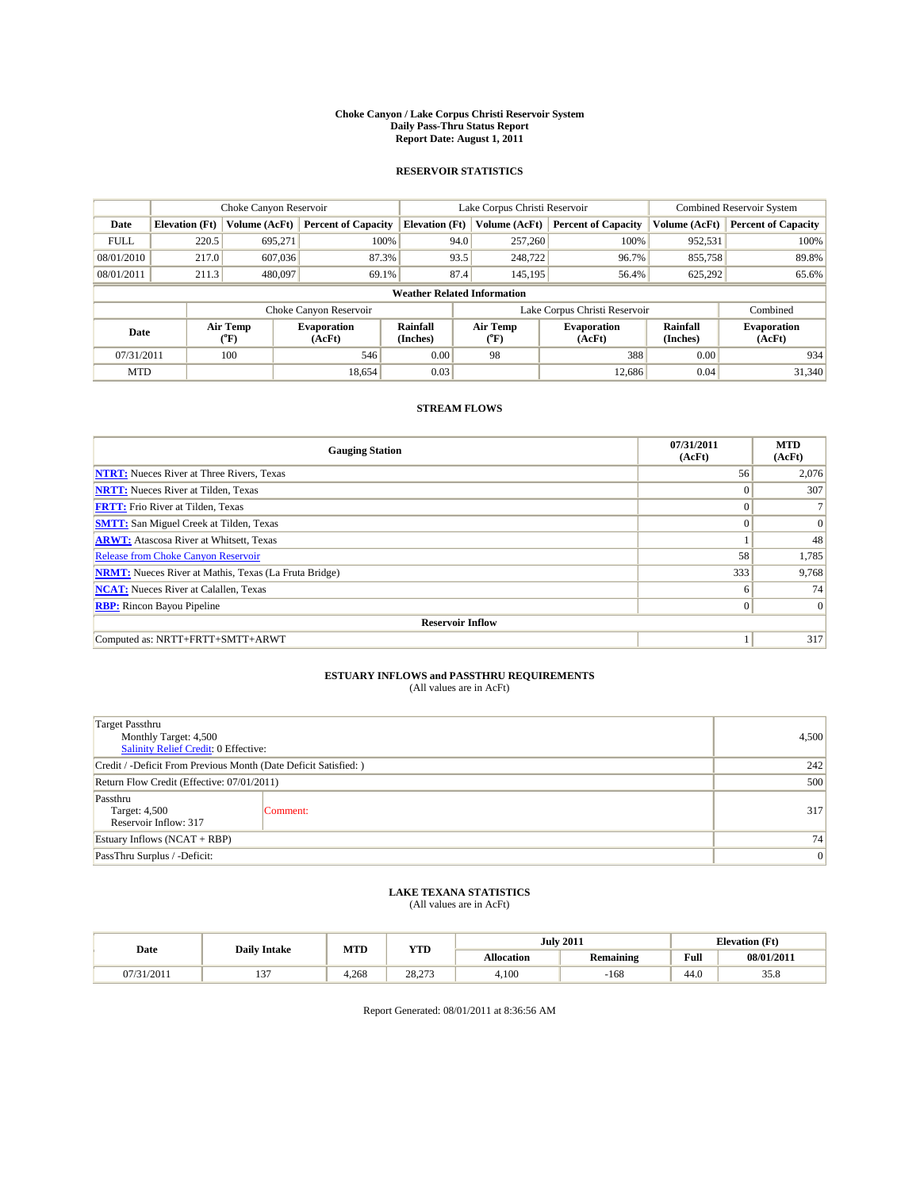# Choke Canyon / Lake Corpus Christi Reservoir System
## Daily Pass-Thru Status Report
## Report Date: August 1, 2011

### RESERVOIR STATISTICS

| | Choke Canyon Reservoir | | | Lake Corpus Christi Reservoir | | | Combined Reservoir System | |
|---|---|---|---|---|---|---|---|---|
| Date | Elevation (Ft) | Volume (AcFt) | Percent of Capacity | Elevation (Ft) | Volume (AcFt) | Percent of Capacity | Volume (AcFt) | Percent of Capacity |
| FULL | 220.5 | 695,271 | 100% | 94.0 | 257,260 | 100% | 952,531 | 100% |
| 08/01/2010 | 217.0 | 607,036 | 87.3% | 93.5 | 248,722 | 96.7% | 855,758 | 89.8% |
| 08/01/2011 | 211.3 | 480,097 | 69.1% | 87.4 | 145,195 | 56.4% | 625,292 | 65.6% |

**Weather Related Information**

| | Choke Canyon Reservoir | | | Lake Corpus Christi Reservoir | | | Combined |
|---|---|---|---|---|---|---|---|
| Date | Air Temp (°F) | Evaporation (AcFt) | Rainfall (Inches) | Air Temp (°F) | Evaporation (AcFt) | Rainfall (Inches) | Evaporation (AcFt) |
| 07/31/2011 | 100 | 546 | 0.00 | 98 | 388 | 0.00 | 934 |
| MTD | | 18,654 | 0.03 | | 12,686 | 0.04 | 31,340 |

### STREAM FLOWS

| Gauging Station | 07/31/2011 (AcFt) | MTD (AcFt) |
|---|---|---|
| NTRT: Nueces River at Three Rivers, Texas | 56 | 2,076 |
| NRTT: Nueces River at Tilden, Texas | 0 | 307 |
| FRTT: Frio River at Tilden, Texas | 0 | 7 |
| SMTT: San Miguel Creek at Tilden, Texas | 0 | 0 |
| ARWT: Atascosa River at Whitsett, Texas | 1 | 48 |
| Release from Choke Canyon Reservoir | 58 | 1,785 |
| NRMT: Nueces River at Mathis, Texas (La Fruta Bridge) | 333 | 9,768 |
| NCAT: Nueces River at Calallen, Texas | 6 | 74 |
| RBP: Rincon Bayou Pipeline | 0 | 0 |
| **Reservoir Inflow** | | |
| Computed as: NRTT+FRTT+SMTT+ARWT | 1 | 317 |

### ESTUARY INFLOWS and PASSTHRU REQUIREMENTS
(All values are in AcFt)

| | | |
|---|---|---|
| Target Passthru<br>Monthly Target: 4,500<br>Salinity Relief Credit: 0 Effective: | | 4,500 |
| Credit / -Deficit From Previous Month (Date Deficit Satisfied: ) | | 242 |
| Return Flow Credit (Effective: 07/01/2011) | | 500 |
| Passthru<br>Target: 4,500<br>Reservoir Inflow: 317 | Comment: | 317 |
| Estuary Inflows (NCAT + RBP) | | 74 |
| PassThru Surplus / -Deficit: | | 0 |

### LAKE TEXANA STATISTICS
(All values are in AcFt)

| Date | Daily Intake | MTD | YTD | July 2011 | | Elevation (Ft) | |
|---|---|---|---|---|---|---|---|
| | | | | Allocation | Remaining | Full | 08/01/2011 |
| 07/31/2011 | 137 | 4,268 | 28,273 | 4,100 | -168 | 44.0 | 35.8 |

Report Generated: 08/01/2011 at 8:36:56 AM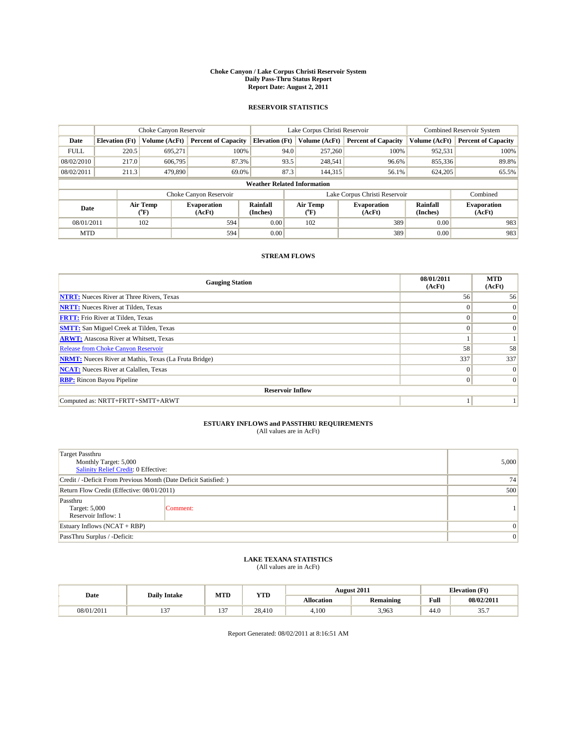# Choke Canyon / Lake Corpus Christi Reservoir System
# Daily Pass-Thru Status Report
# Report Date: August 2, 2011

## RESERVOIR STATISTICS

| | Choke Canyon Reservoir | | | Lake Corpus Christi Reservoir | | | Combined Reservoir System | |
|---|---|---|---|---|---|---|---|---|
| Date | Elevation (Ft) | Volume (AcFt) | Percent of Capacity | Elevation (Ft) | Volume (AcFt) | Percent of Capacity | Volume (AcFt) | Percent of Capacity |
| FULL | 220.5 | 695,271 | 100% | 94.0 | 257,260 | 100% | 952,531 | 100% |
| 08/02/2010 | 217.0 | 606,795 | 87.3% | 93.5 | 248,541 | 96.6% | 855,336 | 89.8% |
| 08/02/2011 | 211.3 | 479,890 | 69.0% | 87.3 | 144,315 | 56.1% | 624,205 | 65.5% |

**Weather Related Information**

| | Choke Canyon Reservoir | | | Lake Corpus Christi Reservoir | | | Combined |
|---|---|---|---|---|---|---|---|
| Date | Air Temp (°F) | Evaporation (AcFt) | Rainfall (Inches) | Air Temp (°F) | Evaporation (AcFt) | Rainfall (Inches) | Evaporation (AcFt) |
| 08/01/2011 | 102 | 594 | 0.00 | 102 | 389 | 0.00 | 983 |
| MTD | | 594 | 0.00 | | 389 | 0.00 | 983 |

## STREAM FLOWS

| Gauging Station | 08/01/2011 (AcFt) | MTD (AcFt) |
|---|---|---|
| **NTRT:** Nueces River at Three Rivers, Texas | 56 | 56 |
| **NRTT:** Nueces River at Tilden, Texas | 0 | 0 |
| **FRTT:** Frio River at Tilden, Texas | 0 | 0 |
| **SMTT:** San Miguel Creek at Tilden, Texas | 0 | 0 |
| **ARWT:** Atascosa River at Whitsett, Texas | 1 | 1 |
| Release from Choke Canyon Reservoir | 58 | 58 |
| **NRMT:** Nueces River at Mathis, Texas (La Fruta Bridge) | 337 | 337 |
| **NCAT:** Nueces River at Calallen, Texas | 0 | 0 |
| **RBP:** Rincon Bayou Pipeline | 0 | 0 |
| **Reservoir Inflow** | | |
| Computed as: NRTT+FRTT+SMTT+ARWT | 1 | 1 |

## ESTUARY INFLOWS and PASSTHRU REQUIREMENTS
(All values are in AcFt)

| | |
|---|---|
| Target Passthru<br>Monthly Target: 5,000<br>Salinity Relief Credit: 0 Effective: | 5,000 |
| Credit / -Deficit From Previous Month (Date Deficit Satisfied: ) | 74 |
| Return Flow Credit (Effective: 08/01/2011) | 500 |
| Passthru<br>Target: 5,000<br>Reservoir Inflow: 1 &nbsp;&nbsp; Comment: | 1 |
| Estuary Inflows (NCAT + RBP) | 0 |
| PassThru Surplus / -Deficit: | 0 |

## LAKE TEXANA STATISTICS
(All values are in AcFt)

| Date | Daily Intake | MTD | YTD | August 2011 | | Elevation (Ft) | |
|---|---|---|---|---|---|---|---|
| | | | | Allocation | Remaining | Full | 08/02/2011 |
| 08/01/2011 | 137 | 137 | 28,410 | 4,100 | 3,963 | 44.0 | 35.7 |

Report Generated: 08/02/2011 at 8:16:51 AM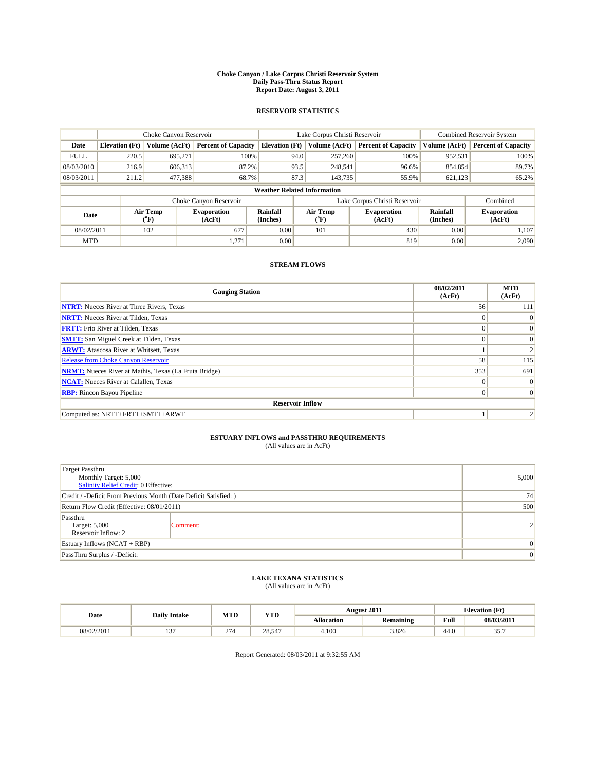# Choke Canyon / Lake Corpus Christi Reservoir System
## Daily Pass-Thru Status Report
### Report Date: August 3, 2011

## RESERVOIR STATISTICS

| | Choke Canyon Reservoir | | | Lake Corpus Christi Reservoir | | | Combined Reservoir System | |
|---|---|---|---|---|---|---|---|---|
| Date | Elevation (Ft) | Volume (AcFt) | Percent of Capacity | Elevation (Ft) | Volume (AcFt) | Percent of Capacity | Volume (AcFt) | Percent of Capacity |
| FULL | 220.5 | 695,271 | 100% | 94.0 | 257,260 | 100% | 952,531 | 100% |
| 08/03/2010 | 216.9 | 606,313 | 87.2% | 93.5 | 248,541 | 96.6% | 854,854 | 89.7% |
| 08/03/2011 | 211.2 | 477,388 | 68.7% | 87.3 | 143,735 | 55.9% | 621,123 | 65.2% |

**Weather Related Information**

| | Choke Canyon Reservoir | | | Lake Corpus Christi Reservoir | | | Combined |
|---|---|---|---|---|---|---|---|
| Date | Air Temp (°F) | Evaporation (AcFt) | Rainfall (Inches) | Air Temp (°F) | Evaporation (AcFt) | Rainfall (Inches) | Evaporation (AcFt) |
| 08/02/2011 | 102 | 677 | 0.00 | 101 | 430 | 0.00 | 1,107 |
| MTD | | 1,271 | 0.00 | | 819 | 0.00 | 2,090 |

## STREAM FLOWS

| Gauging Station | 08/02/2011 (AcFt) | MTD (AcFt) |
|---|---|---|
| NTRT: Nueces River at Three Rivers, Texas | 56 | 111 |
| NRTT: Nueces River at Tilden, Texas | 0 | 0 |
| FRTT: Frio River at Tilden, Texas | 0 | 0 |
| SMTT: San Miguel Creek at Tilden, Texas | 0 | 0 |
| ARWT: Atascosa River at Whitsett, Texas | 1 | 2 |
| Release from Choke Canyon Reservoir | 58 | 115 |
| NRMT: Nueces River at Mathis, Texas (La Fruta Bridge) | 353 | 691 |
| NCAT: Nueces River at Calallen, Texas | 0 | 0 |
| RBP: Rincon Bayou Pipeline | 0 | 0 |
| **Reservoir Inflow** | | |
| Computed as: NRTT+FRTT+SMTT+ARWT | 1 | 2 |

## ESTUARY INFLOWS and PASSTHRU REQUIREMENTS
(All values are in AcFt)

| | |
|---|---|
| Target Passthru<br>Monthly Target: 5,000<br>Salinity Relief Credit: 0 Effective: | 5,000 |
| Credit / -Deficit From Previous Month (Date Deficit Satisfied: ) | 74 |
| Return Flow Credit (Effective: 08/01/2011) | 500 |
| Passthru<br>Target: 5,000<br>Reservoir Inflow: 2 — Comment: | 2 |
| Estuary Inflows (NCAT + RBP) | 0 |
| PassThru Surplus / -Deficit: | 0 |

## LAKE TEXANA STATISTICS
(All values are in AcFt)

| Date | Daily Intake | MTD | YTD | August 2011 | | Elevation (Ft) | |
|---|---|---|---|---|---|---|---|
| | | | | Allocation | Remaining | Full | 08/03/2011 |
| 08/02/2011 | 137 | 274 | 28,547 | 4,100 | 3,826 | 44.0 | 35.7 |

Report Generated: 08/03/2011 at 9:32:55 AM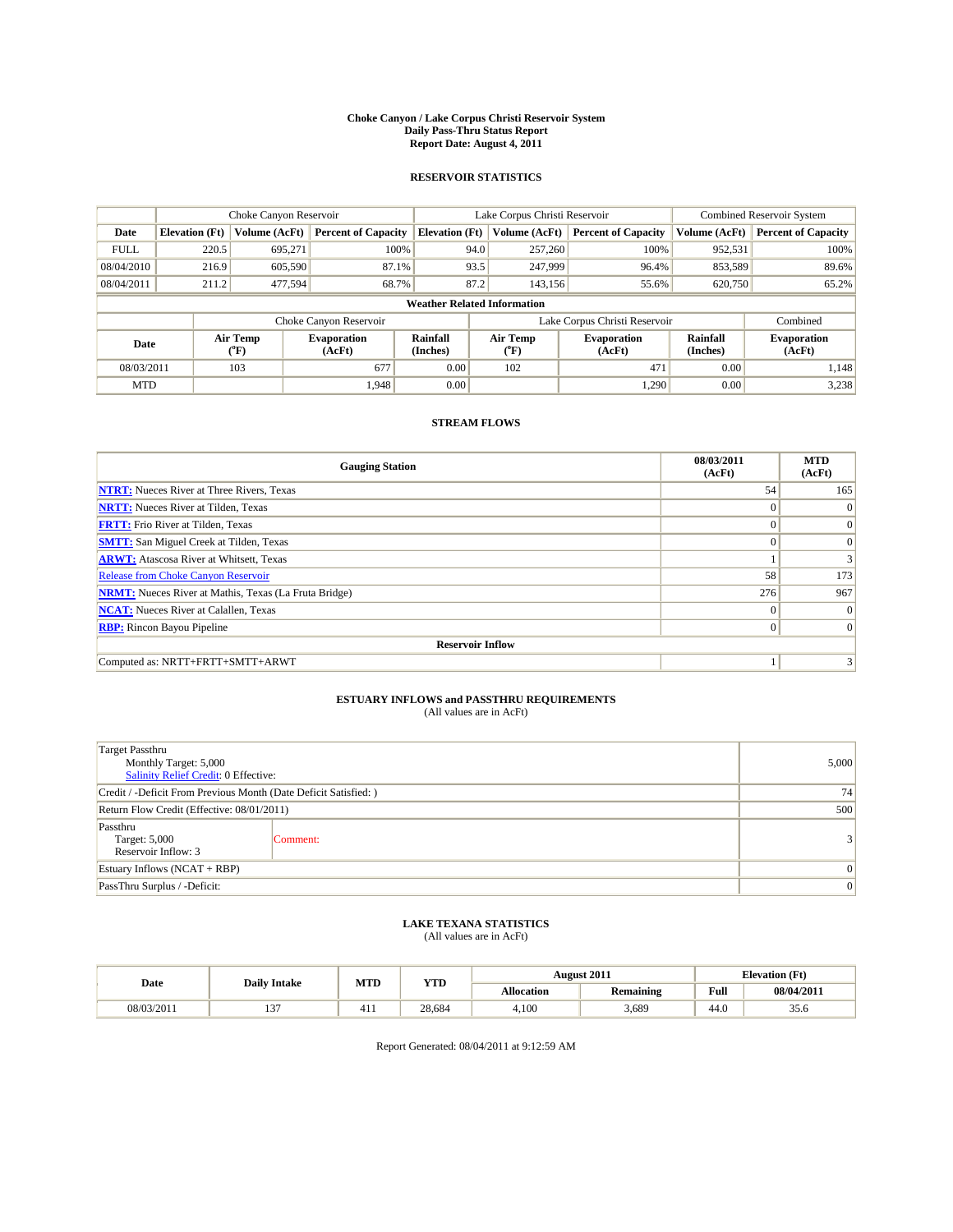**Choke Canyon / Lake Corpus Christi Reservoir System**
**Daily Pass-Thru Status Report**
**Report Date: August 4, 2011**

## RESERVOIR STATISTICS

| | Choke Canyon Reservoir | | | Lake Corpus Christi Reservoir | | | Combined Reservoir System | |
|---|---|---|---|---|---|---|---|---|
| Date | Elevation (Ft) | Volume (AcFt) | Percent of Capacity | Elevation (Ft) | Volume (AcFt) | Percent of Capacity | Volume (AcFt) | Percent of Capacity |
| FULL | 220.5 | 695,271 | 100% | 94.0 | 257,260 | 100% | 952,531 | 100% |
| 08/04/2010 | 216.9 | 605,590 | 87.1% | 93.5 | 247,999 | 96.4% | 853,589 | 89.6% |
| 08/04/2011 | 211.2 | 477,594 | 68.7% | 87.2 | 143,156 | 55.6% | 620,750 | 65.2% |

**Weather Related Information**

| | Choke Canyon Reservoir | | | Lake Corpus Christi Reservoir | | | Combined |
|---|---|---|---|---|---|---|---|
| Date | Air Temp (°F) | Evaporation (AcFt) | Rainfall (Inches) | Air Temp (°F) | Evaporation (AcFt) | Rainfall (Inches) | Evaporation (AcFt) |
| 08/03/2011 | 103 | 677 | 0.00 | 102 | 471 | 0.00 | 1,148 |
| MTD | | 1,948 | 0.00 | | 1,290 | 0.00 | 3,238 |

## STREAM FLOWS

| Gauging Station | 08/03/2011 (AcFt) | MTD (AcFt) |
|---|---|---|
| **NTRT:** Nueces River at Three Rivers, Texas | 54 | 165 |
| **NRTT:** Nueces River at Tilden, Texas | 0 | 0 |
| **FRTT:** Frio River at Tilden, Texas | 0 | 0 |
| **SMTT:** San Miguel Creek at Tilden, Texas | 0 | 0 |
| **ARWT:** Atascosa River at Whitsett, Texas | 1 | 3 |
| Release from Choke Canyon Reservoir | 58 | 173 |
| **NRMT:** Nueces River at Mathis, Texas (La Fruta Bridge) | 276 | 967 |
| **NCAT:** Nueces River at Calallen, Texas | 0 | 0 |
| **RBP:** Rincon Bayou Pipeline | 0 | 0 |
| **Reservoir Inflow** | | |
| Computed as: NRTT+FRTT+SMTT+ARWT | 1 | 3 |

## ESTUARY INFLOWS and PASSTHRU REQUIREMENTS
(All values are in AcFt)

| | |
|---|---|
| Target Passthru<br>Monthly Target: 5,000<br>Salinity Relief Credit: 0 Effective: | 5,000 |
| Credit / -Deficit From Previous Month (Date Deficit Satisfied: ) | 74 |
| Return Flow Credit (Effective: 08/01/2011) | 500 |
| Passthru<br>Target: 5,000<br>Reservoir Inflow: 3 &nbsp;&nbsp;&nbsp; Comment: | 3 |
| Estuary Inflows (NCAT + RBP) | 0 |
| PassThru Surplus / -Deficit: | 0 |

## LAKE TEXANA STATISTICS
(All values are in AcFt)

| Date | Daily Intake | MTD | YTD | August 2011 | | Elevation (Ft) | |
|---|---|---|---|---|---|---|---|
| | | | | Allocation | Remaining | Full | 08/04/2011 |
| 08/03/2011 | 137 | 411 | 28,684 | 4,100 | 3,689 | 44.0 | 35.6 |

Report Generated: 08/04/2011 at 9:12:59 AM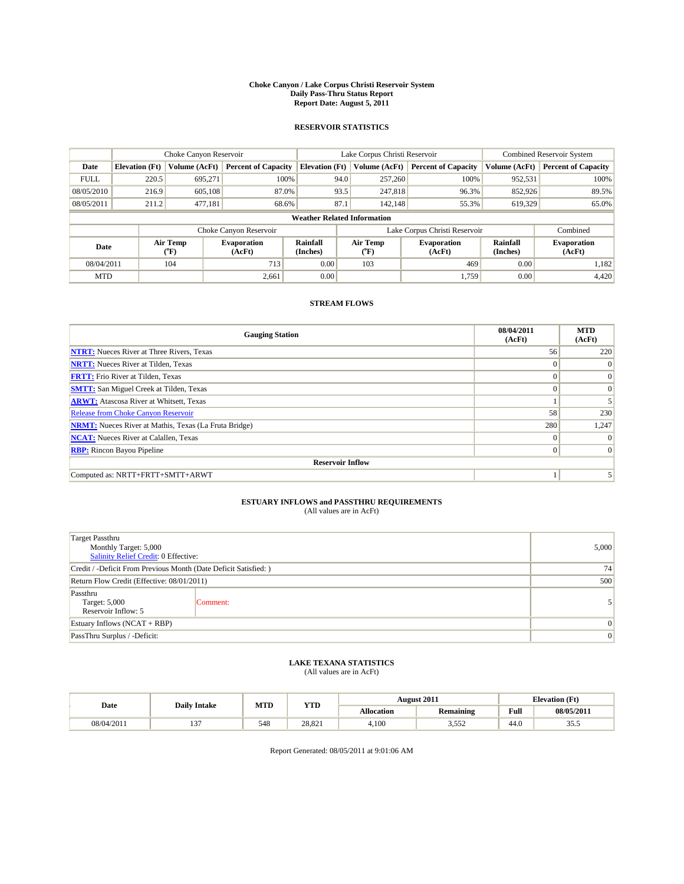# Choke Canyon / Lake Corpus Christi Reservoir System
## Daily Pass-Thru Status Report
### Report Date: August 5, 2011

## RESERVOIR STATISTICS

| | Choke Canyon Reservoir | | | Lake Corpus Christi Reservoir | | | Combined Reservoir System | |
|---|---|---|---|---|---|---|---|---|
| Date | Elevation (Ft) | Volume (AcFt) | Percent of Capacity | Elevation (Ft) | Volume (AcFt) | Percent of Capacity | Volume (AcFt) | Percent of Capacity |
| FULL | 220.5 | 695,271 | 100% | 94.0 | 257,260 | 100% | 952,531 | 100% |
| 08/05/2010 | 216.9 | 605,108 | 87.0% | 93.5 | 247,818 | 96.3% | 852,926 | 89.5% |
| 08/05/2011 | 211.2 | 477,181 | 68.6% | 87.1 | 142,148 | 55.3% | 619,329 | 65.0% |

**Weather Related Information**

| | Choke Canyon Reservoir | | | Lake Corpus Christi Reservoir | | | Combined |
|---|---|---|---|---|---|---|---|
| Date | Air Temp (°F) | Evaporation (AcFt) | Rainfall (Inches) | Air Temp (°F) | Evaporation (AcFt) | Rainfall (Inches) | Evaporation (AcFt) |
| 08/04/2011 | 104 | 713 | 0.00 | 103 | 469 | 0.00 | 1,182 |
| MTD | | 2,661 | 0.00 | | 1,759 | 0.00 | 4,420 |

## STREAM FLOWS

| Gauging Station | 08/04/2011 (AcFt) | MTD (AcFt) |
|---|---|---|
| NTRT: Nueces River at Three Rivers, Texas | 56 | 220 |
| NRTT: Nueces River at Tilden, Texas | 0 | 0 |
| FRTT: Frio River at Tilden, Texas | 0 | 0 |
| SMTT: San Miguel Creek at Tilden, Texas | 0 | 0 |
| ARWT: Atascosa River at Whitsett, Texas | 1 | 5 |
| Release from Choke Canyon Reservoir | 58 | 230 |
| NRMT: Nueces River at Mathis, Texas (La Fruta Bridge) | 280 | 1,247 |
| NCAT: Nueces River at Calallen, Texas | 0 | 0 |
| RBP: Rincon Bayou Pipeline | 0 | 0 |
| **Reservoir Inflow** | | |
| Computed as: NRTT+FRTT+SMTT+ARWT | 1 | 5 |

## ESTUARY INFLOWS and PASSTHRU REQUIREMENTS
(All values are in AcFt)

| | |
|---|---|
| Target Passthru<br>Monthly Target: 5,000<br>Salinity Relief Credit: 0 Effective: | 5,000 |
| Credit / -Deficit From Previous Month (Date Deficit Satisfied: ) | 74 |
| Return Flow Credit (Effective: 08/01/2011) | 500 |
| Passthru<br>Target: 5,000<br>Reservoir Inflow: 5 &nbsp;&nbsp;&nbsp; Comment: | 5 |
| Estuary Inflows (NCAT + RBP) | 0 |
| PassThru Surplus / -Deficit: | 0 |

## LAKE TEXANA STATISTICS
(All values are in AcFt)

| Date | Daily Intake | MTD | YTD | August 2011 | | Elevation (Ft) | |
|---|---|---|---|---|---|---|---|
| | | | | Allocation | Remaining | Full | 08/05/2011 |
| 08/04/2011 | 137 | 548 | 28,821 | 4,100 | 3,552 | 44.0 | 35.5 |

Report Generated: 08/05/2011 at 9:01:06 AM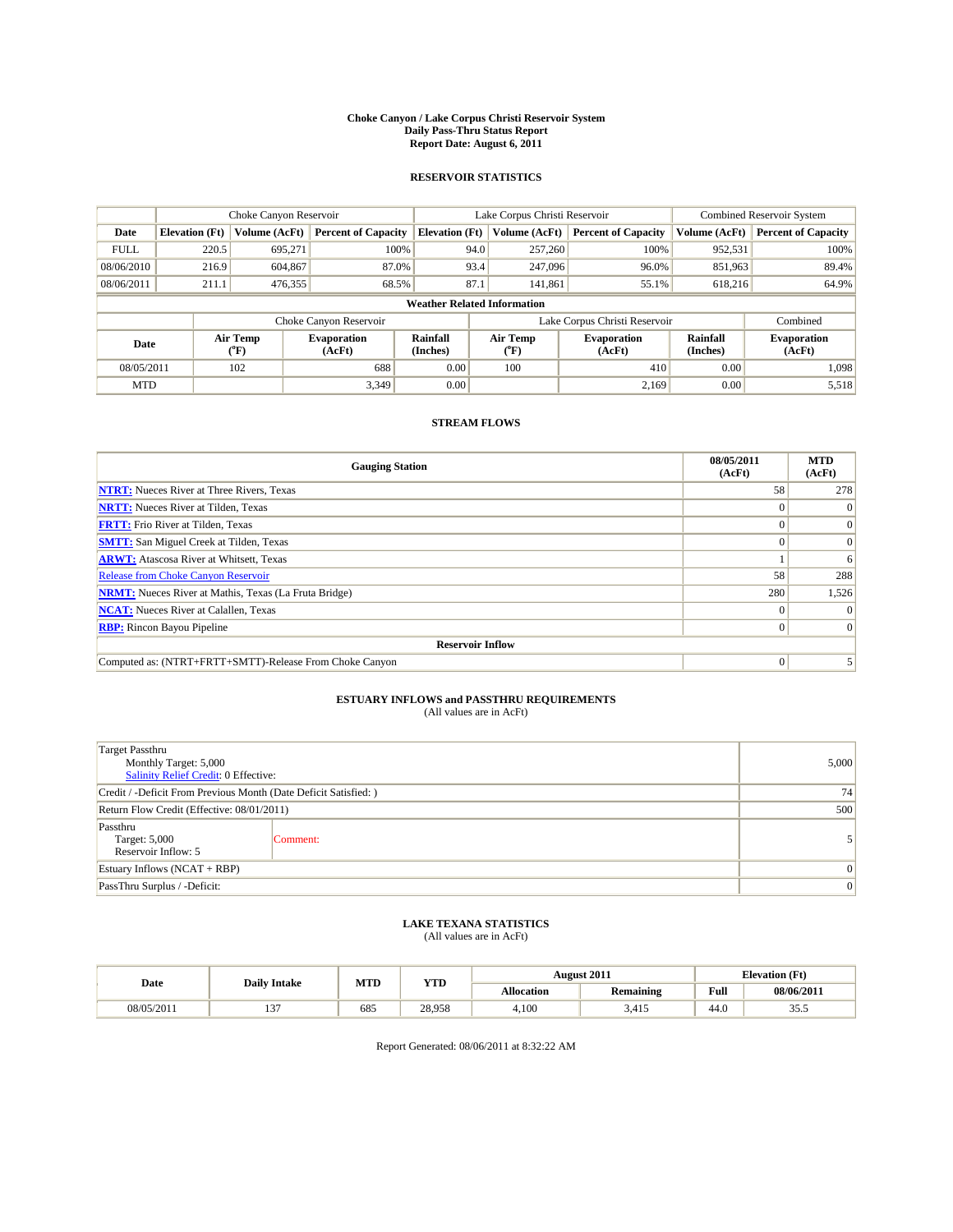# Choke Canyon / Lake Corpus Christi Reservoir System
## Daily Pass-Thru Status Report
### Report Date: August 6, 2011

## RESERVOIR STATISTICS

| | Choke Canyon Reservoir | | | Lake Corpus Christi Reservoir | | | Combined Reservoir System | |
|---|---|---|---|---|---|---|---|---|
| Date | Elevation (Ft) | Volume (AcFt) | Percent of Capacity | Elevation (Ft) | Volume (AcFt) | Percent of Capacity | Volume (AcFt) | Percent of Capacity |
| FULL | 220.5 | 695,271 | 100% | 94.0 | 257,260 | 100% | 952,531 | 100% |
| 08/06/2010 | 216.9 | 604,867 | 87.0% | 93.4 | 247,096 | 96.0% | 851,963 | 89.4% |
| 08/06/2011 | 211.1 | 476,355 | 68.5% | 87.1 | 141,861 | 55.1% | 618,216 | 64.9% |

**Weather Related Information**

| | Choke Canyon Reservoir | | | Lake Corpus Christi Reservoir | | | Combined |
|---|---|---|---|---|---|---|---|
| Date | Air Temp (°F) | Evaporation (AcFt) | Rainfall (Inches) | Air Temp (°F) | Evaporation (AcFt) | Rainfall (Inches) | Evaporation (AcFt) |
| 08/05/2011 | 102 | 688 | 0.00 | 100 | 410 | 0.00 | 1,098 |
| MTD | | 3,349 | 0.00 | | 2,169 | 0.00 | 5,518 |

## STREAM FLOWS

| Gauging Station | 08/05/2011 (AcFt) | MTD (AcFt) |
|---|---|---|
| NTRT: Nueces River at Three Rivers, Texas | 58 | 278 |
| NRTT: Nueces River at Tilden, Texas | 0 | 0 |
| FRTT: Frio River at Tilden, Texas | 0 | 0 |
| SMTT: San Miguel Creek at Tilden, Texas | 0 | 0 |
| ARWT: Atascosa River at Whitsett, Texas | 1 | 6 |
| Release from Choke Canyon Reservoir | 58 | 288 |
| NRMT: Nueces River at Mathis, Texas (La Fruta Bridge) | 280 | 1,526 |
| NCAT: Nueces River at Calallen, Texas | 0 | 0 |
| RBP: Rincon Bayou Pipeline | 0 | 0 |
| **Reservoir Inflow** | | |
| Computed as: (NTRT+FRTT+SMTT)-Release From Choke Canyon | 0 | 5 |

## ESTUARY INFLOWS and PASSTHRU REQUIREMENTS
(All values are in AcFt)

| | |
|---|---|
| Target Passthru<br>Monthly Target: 5,000<br>Salinity Relief Credit: 0 Effective: | 5,000 |
| Credit / -Deficit From Previous Month (Date Deficit Satisfied: ) | 74 |
| Return Flow Credit (Effective: 08/01/2011) | 500 |
| Passthru<br>Target: 5,000<br>Reservoir Inflow: 5 — Comment: | 5 |
| Estuary Inflows (NCAT + RBP) | 0 |
| PassThru Surplus / -Deficit: | 0 |

## LAKE TEXANA STATISTICS
(All values are in AcFt)

| Date | Daily Intake | MTD | YTD | August 2011 | | Elevation (Ft) | |
|---|---|---|---|---|---|---|---|
| | | | | Allocation | Remaining | Full | 08/06/2011 |
| 08/05/2011 | 137 | 685 | 28,958 | 4,100 | 3,415 | 44.0 | 35.5 |

Report Generated: 08/06/2011 at 8:32:22 AM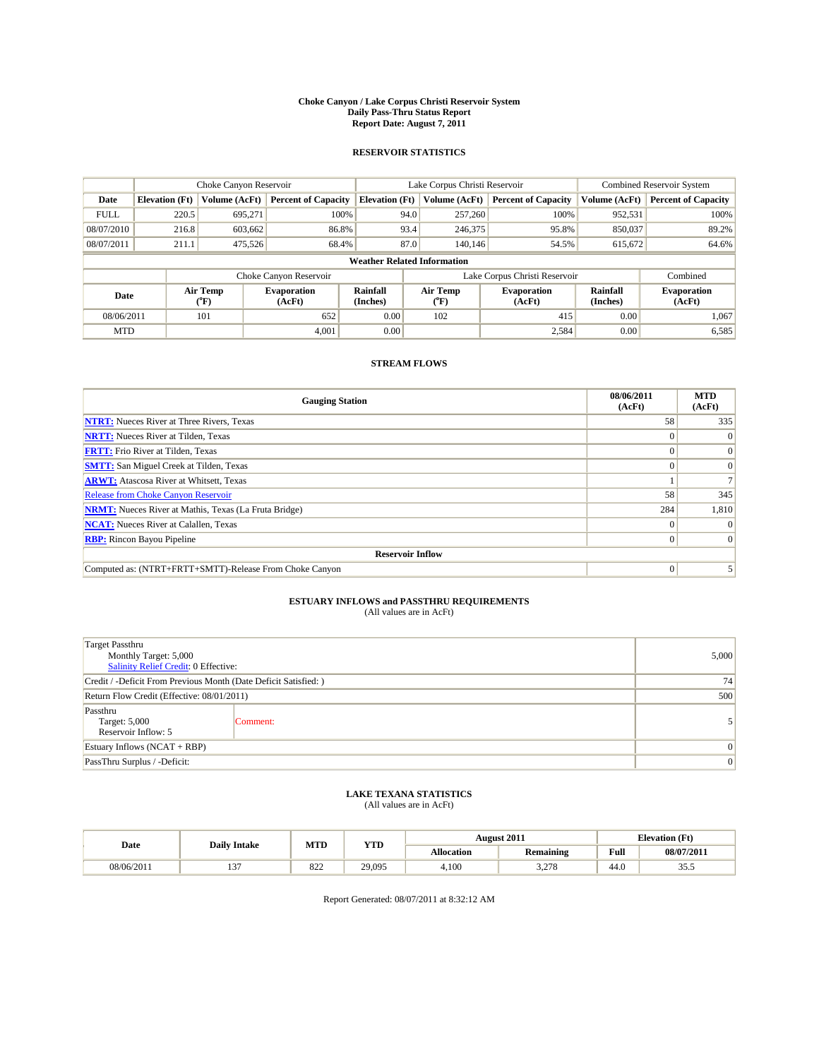# Choke Canyon / Lake Corpus Christi Reservoir System
## Daily Pass-Thru Status Report
### Report Date: August 7, 2011

## RESERVOIR STATISTICS

| | Choke Canyon Reservoir | | | Lake Corpus Christi Reservoir | | | Combined Reservoir System | |
|---|---|---|---|---|---|---|---|---|
| Date | Elevation (Ft) | Volume (AcFt) | Percent of Capacity | Elevation (Ft) | Volume (AcFt) | Percent of Capacity | Volume (AcFt) | Percent of Capacity |
| FULL | 220.5 | 695,271 | 100% | 94.0 | 257,260 | 100% | 952,531 | 100% |
| 08/07/2010 | 216.8 | 603,662 | 86.8% | 93.4 | 246,375 | 95.8% | 850,037 | 89.2% |
| 08/07/2011 | 211.1 | 475,526 | 68.4% | 87.0 | 140,146 | 54.5% | 615,672 | 64.6% |

**Weather Related Information**

| | Choke Canyon Reservoir | | | Lake Corpus Christi Reservoir | | | Combined |
|---|---|---|---|---|---|---|---|
| Date | Air Temp (°F) | Evaporation (AcFt) | Rainfall (Inches) | Air Temp (°F) | Evaporation (AcFt) | Rainfall (Inches) | Evaporation (AcFt) |
| 08/06/2011 | 101 | 652 | 0.00 | 102 | 415 | 0.00 | 1,067 |
| MTD | | 4,001 | 0.00 | | 2,584 | 0.00 | 6,585 |

## STREAM FLOWS

| Gauging Station | 08/06/2011 (AcFt) | MTD (AcFt) |
|---|---|---|
| **NTRT:** Nueces River at Three Rivers, Texas | 58 | 335 |
| **NRTT:** Nueces River at Tilden, Texas | 0 | 0 |
| **FRTT:** Frio River at Tilden, Texas | 0 | 0 |
| **SMTT:** San Miguel Creek at Tilden, Texas | 0 | 0 |
| **ARWT:** Atascosa River at Whitsett, Texas | 1 | 7 |
| Release from Choke Canyon Reservoir | 58 | 345 |
| **NRMT:** Nueces River at Mathis, Texas (La Fruta Bridge) | 284 | 1,810 |
| **NCAT:** Nueces River at Calallen, Texas | 0 | 0 |
| **RBP:** Rincon Bayou Pipeline | 0 | 0 |
| **Reservoir Inflow** | | |
| Computed as: (NTRT+FRTT+SMTT)-Release From Choke Canyon | 0 | 5 |

## ESTUARY INFLOWS and PASSTHRU REQUIREMENTS
(All values are in AcFt)

| | |
|---|---|
| Target Passthru<br>Monthly Target: 5,000<br>Salinity Relief Credit: 0 Effective: | 5,000 |
| Credit / -Deficit From Previous Month (Date Deficit Satisfied: ) | 74 |
| Return Flow Credit (Effective: 08/01/2011) | 500 |
| Passthru<br>Target: 5,000<br>Reservoir Inflow: 5 — Comment: | 5 |
| Estuary Inflows (NCAT + RBP) | 0 |
| PassThru Surplus / -Deficit: | 0 |

## LAKE TEXANA STATISTICS
(All values are in AcFt)

| Date | Daily Intake | MTD | YTD | August 2011 | | Elevation (Ft) | |
|---|---|---|---|---|---|---|---|
| | | | | Allocation | Remaining | Full | 08/07/2011 |
| 08/06/2011 | 137 | 822 | 29,095 | 4,100 | 3,278 | 44.0 | 35.5 |

Report Generated: 08/07/2011 at 8:32:12 AM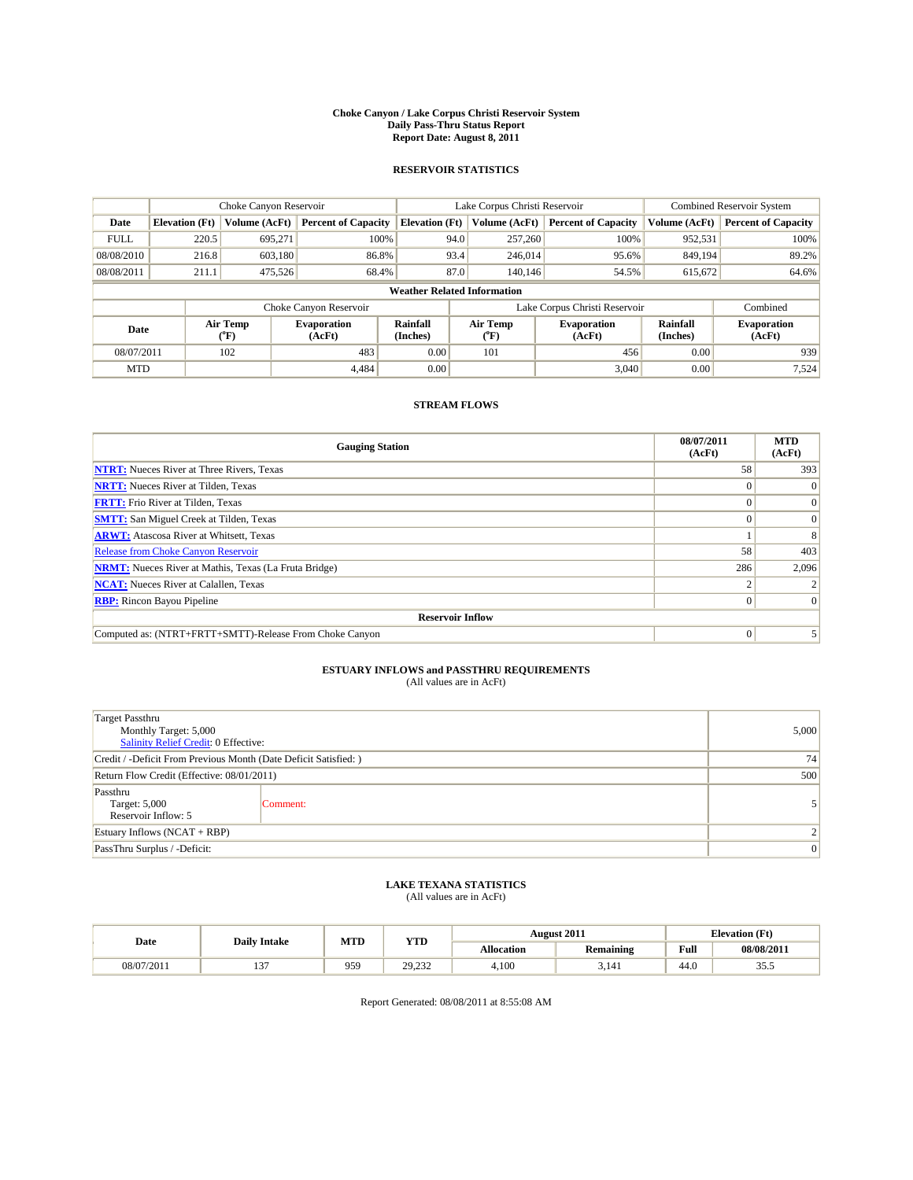# Choke Canyon / Lake Corpus Christi Reservoir System
## Daily Pass-Thru Status Report
### Report Date: August 8, 2011

## RESERVOIR STATISTICS

| | Choke Canyon Reservoir | | | Lake Corpus Christi Reservoir | | | Combined Reservoir System | |
|---|---|---|---|---|---|---|---|---|
| Date | Elevation (Ft) | Volume (AcFt) | Percent of Capacity | Elevation (Ft) | Volume (AcFt) | Percent of Capacity | Volume (AcFt) | Percent of Capacity |
| FULL | 220.5 | 695,271 | 100% | 94.0 | 257,260 | 100% | 952,531 | 100% |
| 08/08/2010 | 216.8 | 603,180 | 86.8% | 93.4 | 246,014 | 95.6% | 849,194 | 89.2% |
| 08/08/2011 | 211.1 | 475,526 | 68.4% | 87.0 | 140,146 | 54.5% | 615,672 | 64.6% |

**Weather Related Information**

| | Choke Canyon Reservoir | | | Lake Corpus Christi Reservoir | | | Combined |
|---|---|---|---|---|---|---|---|
| Date | Air Temp (°F) | Evaporation (AcFt) | Rainfall (Inches) | Air Temp (°F) | Evaporation (AcFt) | Rainfall (Inches) | Evaporation (AcFt) |
| 08/07/2011 | 102 | 483 | 0.00 | 101 | 456 | 0.00 | 939 |
| MTD | | 4,484 | 0.00 | | 3,040 | 0.00 | 7,524 |

## STREAM FLOWS

| Gauging Station | 08/07/2011 (AcFt) | MTD (AcFt) |
|---|---|---|
| NTRT: Nueces River at Three Rivers, Texas | 58 | 393 |
| NRTT: Nueces River at Tilden, Texas | 0 | 0 |
| FRTT: Frio River at Tilden, Texas | 0 | 0 |
| SMTT: San Miguel Creek at Tilden, Texas | 0 | 0 |
| ARWT: Atascosa River at Whitsett, Texas | 1 | 8 |
| Release from Choke Canyon Reservoir | 58 | 403 |
| NRMT: Nueces River at Mathis, Texas (La Fruta Bridge) | 286 | 2,096 |
| NCAT: Nueces River at Calallen, Texas | 2 | 2 |
| RBP: Rincon Bayou Pipeline | 0 | 0 |
| **Reservoir Inflow** | | |
| Computed as: (NTRT+FRTT+SMTT)-Release From Choke Canyon | 0 | 5 |

## ESTUARY INFLOWS and PASSTHRU REQUIREMENTS
(All values are in AcFt)

| | | |
|---|---|---|
| Target Passthru<br>Monthly Target: 5,000<br>Salinity Relief Credit: 0 Effective: | | 5,000 |
| Credit / -Deficit From Previous Month (Date Deficit Satisfied: ) | | 74 |
| Return Flow Credit (Effective: 08/01/2011) | | 500 |
| Passthru<br>Target: 5,000<br>Reservoir Inflow: 5 | Comment: | 5 |
| Estuary Inflows (NCAT + RBP) | | 2 |
| PassThru Surplus / -Deficit: | | 0 |

## LAKE TEXANA STATISTICS
(All values are in AcFt)

| Date | Daily Intake | MTD | YTD | August 2011 | | Elevation (Ft) | |
|---|---|---|---|---|---|---|---|
| | | | | Allocation | Remaining | Full | 08/08/2011 |
| 08/07/2011 | 137 | 959 | 29,232 | 4,100 | 3,141 | 44.0 | 35.5 |

Report Generated: 08/08/2011 at 8:55:08 AM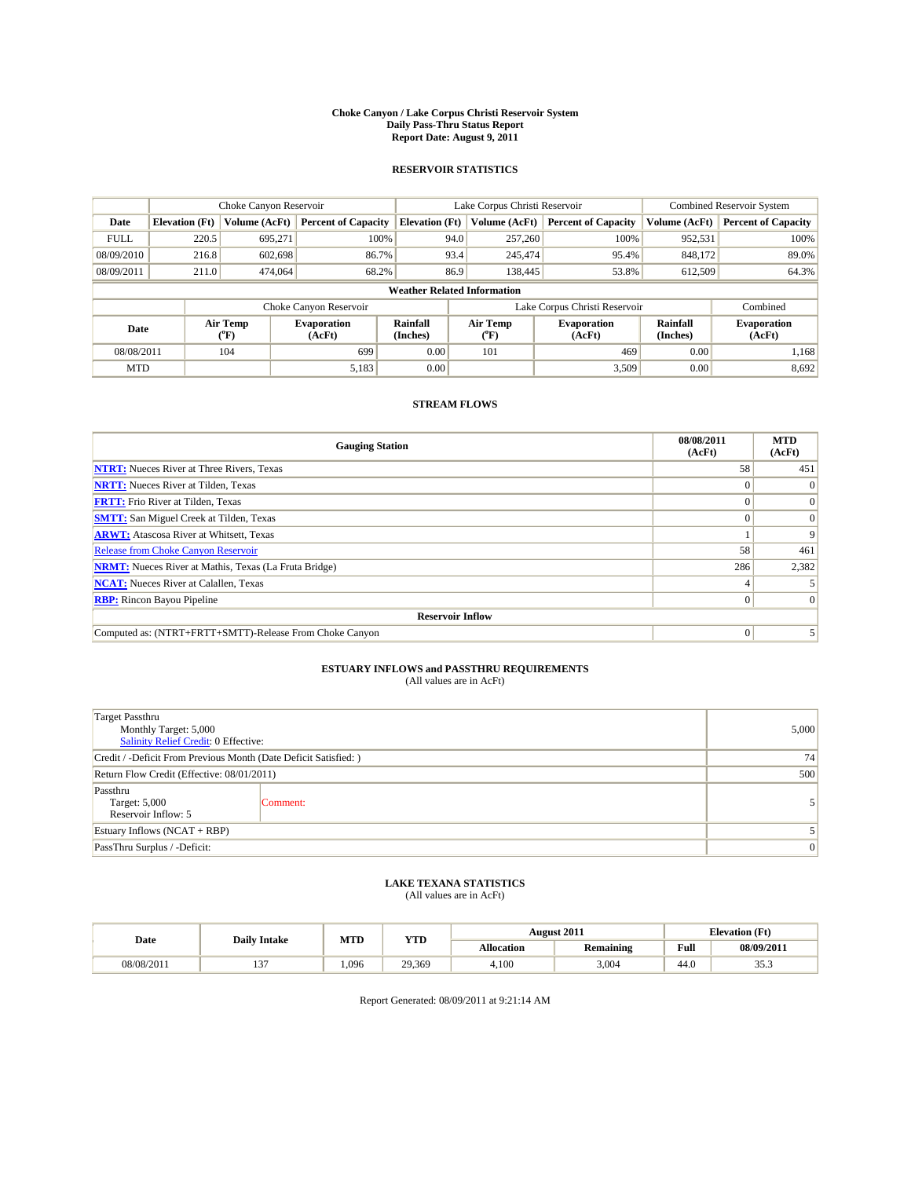# Choke Canyon / Lake Corpus Christi Reservoir System
## Daily Pass-Thru Status Report
## Report Date: August 9, 2011

### RESERVOIR STATISTICS

| | Choke Canyon Reservoir | | | Lake Corpus Christi Reservoir | | | Combined Reservoir System | |
|---|---|---|---|---|---|---|---|---|
| Date | Elevation (Ft) | Volume (AcFt) | Percent of Capacity | Elevation (Ft) | Volume (AcFt) | Percent of Capacity | Volume (AcFt) | Percent of Capacity |
| FULL | 220.5 | 695,271 | 100% | 94.0 | 257,260 | 100% | 952,531 | 100% |
| 08/09/2010 | 216.8 | 602,698 | 86.7% | 93.4 | 245,474 | 95.4% | 848,172 | 89.0% |
| 08/09/2011 | 211.0 | 474,064 | 68.2% | 86.9 | 138,445 | 53.8% | 612,509 | 64.3% |

**Weather Related Information**

| | Choke Canyon Reservoir | | | Lake Corpus Christi Reservoir | | | Combined |
|---|---|---|---|---|---|---|---|
| Date | Air Temp (°F) | Evaporation (AcFt) | Rainfall (Inches) | Air Temp (°F) | Evaporation (AcFt) | Rainfall (Inches) | Evaporation (AcFt) |
| 08/08/2011 | 104 | 699 | 0.00 | 101 | 469 | 0.00 | 1,168 |
| MTD | | 5,183 | 0.00 | | 3,509 | 0.00 | 8,692 |

### STREAM FLOWS

| Gauging Station | 08/08/2011 (AcFt) | MTD (AcFt) |
|---|---|---|
| NTRT: Nueces River at Three Rivers, Texas | 58 | 451 |
| NRTT: Nueces River at Tilden, Texas | 0 | 0 |
| FRTT: Frio River at Tilden, Texas | 0 | 0 |
| SMTT: San Miguel Creek at Tilden, Texas | 0 | 0 |
| ARWT: Atascosa River at Whitsett, Texas | 1 | 9 |
| Release from Choke Canyon Reservoir | 58 | 461 |
| NRMT: Nueces River at Mathis, Texas (La Fruta Bridge) | 286 | 2,382 |
| NCAT: Nueces River at Calallen, Texas | 4 | 5 |
| RBP: Rincon Bayou Pipeline | 0 | 0 |
| **Reservoir Inflow** | | |
| Computed as: (NTRT+FRTT+SMTT)-Release From Choke Canyon | 0 | 5 |

### ESTUARY INFLOWS and PASSTHRU REQUIREMENTS
(All values are in AcFt)

| | |
|---|---|
| Target Passthru<br>Monthly Target: 5,000<br>Salinity Relief Credit: 0 Effective: | 5,000 |
| Credit / -Deficit From Previous Month (Date Deficit Satisfied: ) | 74 |
| Return Flow Credit (Effective: 08/01/2011) | 500 |
| Passthru<br>Target: 5,000<br>Reservoir Inflow: 5 — Comment: | 5 |
| Estuary Inflows (NCAT + RBP) | 5 |
| PassThru Surplus / -Deficit: | 0 |

### LAKE TEXANA STATISTICS
(All values are in AcFt)

| Date | Daily Intake | MTD | YTD | August 2011 | | Elevation (Ft) | |
|---|---|---|---|---|---|---|---|
| | | | | Allocation | Remaining | Full | 08/09/2011 |
| 08/08/2011 | 137 | 1,096 | 29,369 | 4,100 | 3,004 | 44.0 | 35.3 |

Report Generated: 08/09/2011 at 9:21:14 AM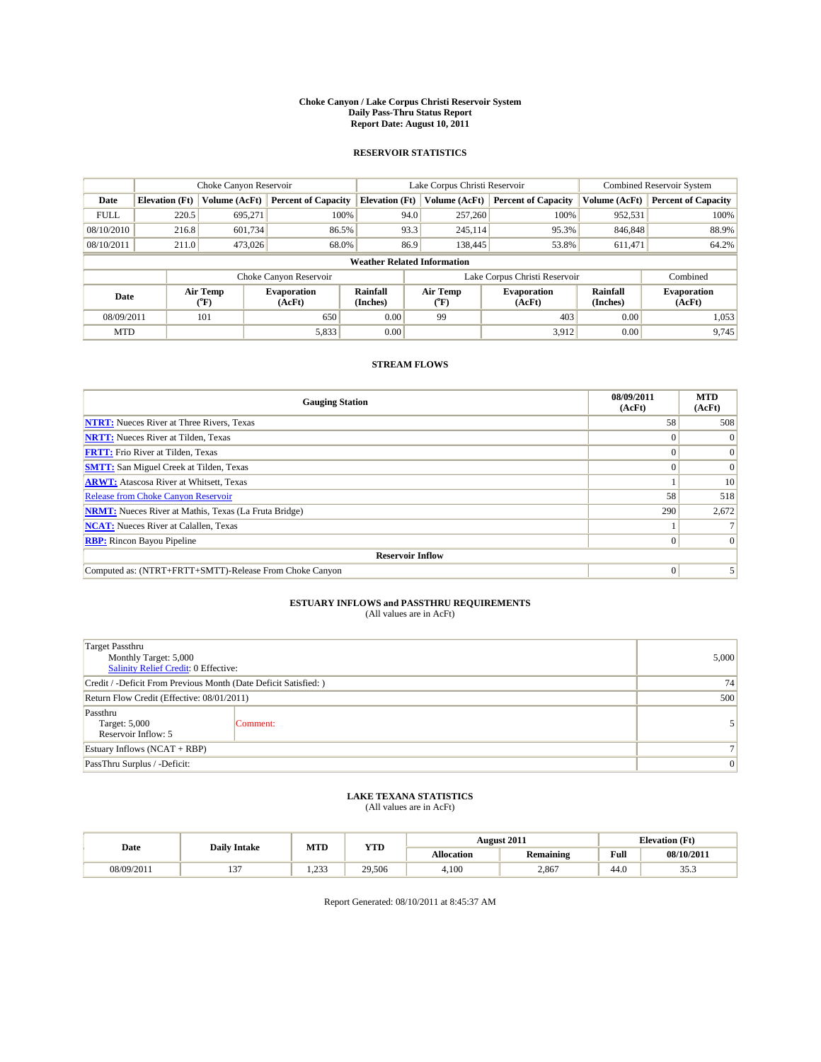# Choke Canyon / Lake Corpus Christi Reservoir System
## Daily Pass-Thru Status Report
### Report Date: August 10, 2011

## RESERVOIR STATISTICS

| | Choke Canyon Reservoir | | | Lake Corpus Christi Reservoir | | | Combined Reservoir System | |
|---|---|---|---|---|---|---|---|---|
| Date | Elevation (Ft) | Volume (AcFt) | Percent of Capacity | Elevation (Ft) | Volume (AcFt) | Percent of Capacity | Volume (AcFt) | Percent of Capacity |
| FULL | 220.5 | 695,271 | 100% | 94.0 | 257,260 | 100% | 952,531 | 100% |
| 08/10/2010 | 216.8 | 601,734 | 86.5% | 93.3 | 245,114 | 95.3% | 846,848 | 88.9% |
| 08/10/2011 | 211.0 | 473,026 | 68.0% | 86.9 | 138,445 | 53.8% | 611,471 | 64.2% |

**Weather Related Information**

| | Choke Canyon Reservoir | | | Lake Corpus Christi Reservoir | | | Combined |
|---|---|---|---|---|---|---|---|
| Date | Air Temp (°F) | Evaporation (AcFt) | Rainfall (Inches) | Air Temp (°F) | Evaporation (AcFt) | Rainfall (Inches) | Evaporation (AcFt) |
| 08/09/2011 | 101 | 650 | 0.00 | 99 | 403 | 0.00 | 1,053 |
| MTD | | 5,833 | 0.00 | | 3,912 | 0.00 | 9,745 |

## STREAM FLOWS

| Gauging Station | 08/09/2011 (AcFt) | MTD (AcFt) |
|---|---|---|
| **NTRT:** Nueces River at Three Rivers, Texas | 58 | 508 |
| **NRTT:** Nueces River at Tilden, Texas | 0 | 0 |
| **FRTT:** Frio River at Tilden, Texas | 0 | 0 |
| **SMTT:** San Miguel Creek at Tilden, Texas | 0 | 0 |
| **ARWT:** Atascosa River at Whitsett, Texas | 1 | 10 |
| Release from Choke Canyon Reservoir | 58 | 518 |
| **NRMT:** Nueces River at Mathis, Texas (La Fruta Bridge) | 290 | 2,672 |
| **NCAT:** Nueces River at Calallen, Texas | 1 | 7 |
| **RBP:** Rincon Bayou Pipeline | 0 | 0 |
| **Reservoir Inflow** | | |
| Computed as: (NTRT+FRTT+SMTT)-Release From Choke Canyon | 0 | 5 |

## ESTUARY INFLOWS and PASSTHRU REQUIREMENTS
(All values are in AcFt)

| | |
|---|---|
| Target Passthru<br>Monthly Target: 5,000<br>Salinity Relief Credit: 0 Effective: | 5,000 |
| Credit / -Deficit From Previous Month (Date Deficit Satisfied: ) | 74 |
| Return Flow Credit (Effective: 08/01/2011) | 500 |
| Passthru<br>Target: 5,000<br>Reservoir Inflow: 5 &nbsp;&nbsp;&nbsp; Comment: | 5 |
| Estuary Inflows (NCAT + RBP) | 7 |
| PassThru Surplus / -Deficit: | 0 |

## LAKE TEXANA STATISTICS
(All values are in AcFt)

| Date | Daily Intake | MTD | YTD | August 2011 | | Elevation (Ft) | |
|---|---|---|---|---|---|---|---|
| | | | | Allocation | Remaining | Full | 08/10/2011 |
| 08/09/2011 | 137 | 1,233 | 29,506 | 4,100 | 2,867 | 44.0 | 35.3 |

Report Generated: 08/10/2011 at 8:45:37 AM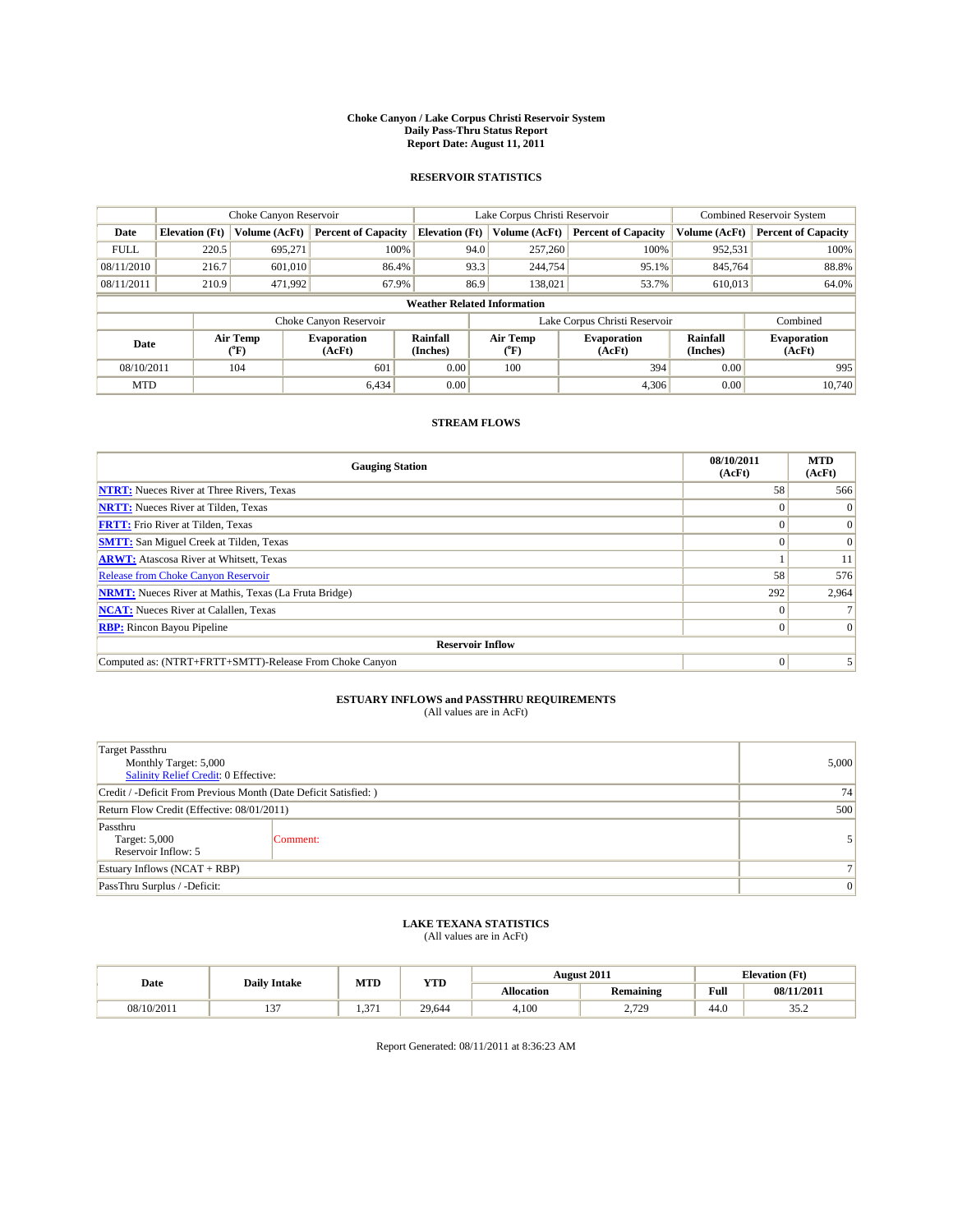# Choke Canyon / Lake Corpus Christi Reservoir System
## Daily Pass-Thru Status Report
### Report Date: August 11, 2011

## RESERVOIR STATISTICS

| | Choke Canyon Reservoir | | | Lake Corpus Christi Reservoir | | | Combined Reservoir System | |
|---|---|---|---|---|---|---|---|---|
| Date | Elevation (Ft) | Volume (AcFt) | Percent of Capacity | Elevation (Ft) | Volume (AcFt) | Percent of Capacity | Volume (AcFt) | Percent of Capacity |
| FULL | 220.5 | 695,271 | 100% | 94.0 | 257,260 | 100% | 952,531 | 100% |
| 08/11/2010 | 216.7 | 601,010 | 86.4% | 93.3 | 244,754 | 95.1% | 845,764 | 88.8% |
| 08/11/2011 | 210.9 | 471,992 | 67.9% | 86.9 | 138,021 | 53.7% | 610,013 | 64.0% |

**Weather Related Information**

| | Choke Canyon Reservoir | | | Lake Corpus Christi Reservoir | | | Combined |
|---|---|---|---|---|---|---|---|
| Date | Air Temp (°F) | Evaporation (AcFt) | Rainfall (Inches) | Air Temp (°F) | Evaporation (AcFt) | Rainfall (Inches) | Evaporation (AcFt) |
| 08/10/2011 | 104 | 601 | 0.00 | 100 | 394 | 0.00 | 995 |
| MTD | | 6,434 | 0.00 | | 4,306 | 0.00 | 10,740 |

## STREAM FLOWS

| Gauging Station | 08/10/2011 (AcFt) | MTD (AcFt) |
|---|---|---|
| **NTRT:** Nueces River at Three Rivers, Texas | 58 | 566 |
| **NRTT:** Nueces River at Tilden, Texas | 0 | 0 |
| **FRTT:** Frio River at Tilden, Texas | 0 | 0 |
| **SMTT:** San Miguel Creek at Tilden, Texas | 0 | 0 |
| **ARWT:** Atascosa River at Whitsett, Texas | 1 | 11 |
| Release from Choke Canyon Reservoir | 58 | 576 |
| **NRMT:** Nueces River at Mathis, Texas (La Fruta Bridge) | 292 | 2,964 |
| **NCAT:** Nueces River at Calallen, Texas | 0 | 7 |
| **RBP:** Rincon Bayou Pipeline | 0 | 0 |
| **Reservoir Inflow** | | |
| Computed as: (NTRT+FRTT+SMTT)-Release From Choke Canyon | 0 | 5 |

## ESTUARY INFLOWS and PASSTHRU REQUIREMENTS
(All values are in AcFt)

| | |
|---|---|
| Target Passthru<br>Monthly Target: 5,000<br>Salinity Relief Credit: 0 Effective: | 5,000 |
| Credit / -Deficit From Previous Month (Date Deficit Satisfied: ) | 74 |
| Return Flow Credit (Effective: 08/01/2011) | 500 |
| Passthru<br>Target: 5,000<br>Reservoir Inflow: 5 — Comment: | 5 |
| Estuary Inflows (NCAT + RBP) | 7 |
| PassThru Surplus / -Deficit: | 0 |

## LAKE TEXANA STATISTICS
(All values are in AcFt)

| Date | Daily Intake | MTD | YTD | August 2011 | | Elevation (Ft) | |
|---|---|---|---|---|---|---|---|
| | | | | Allocation | Remaining | Full | 08/11/2011 |
| 08/10/2011 | 137 | 1,371 | 29,644 | 4,100 | 2,729 | 44.0 | 35.2 |

Report Generated: 08/11/2011 at 8:36:23 AM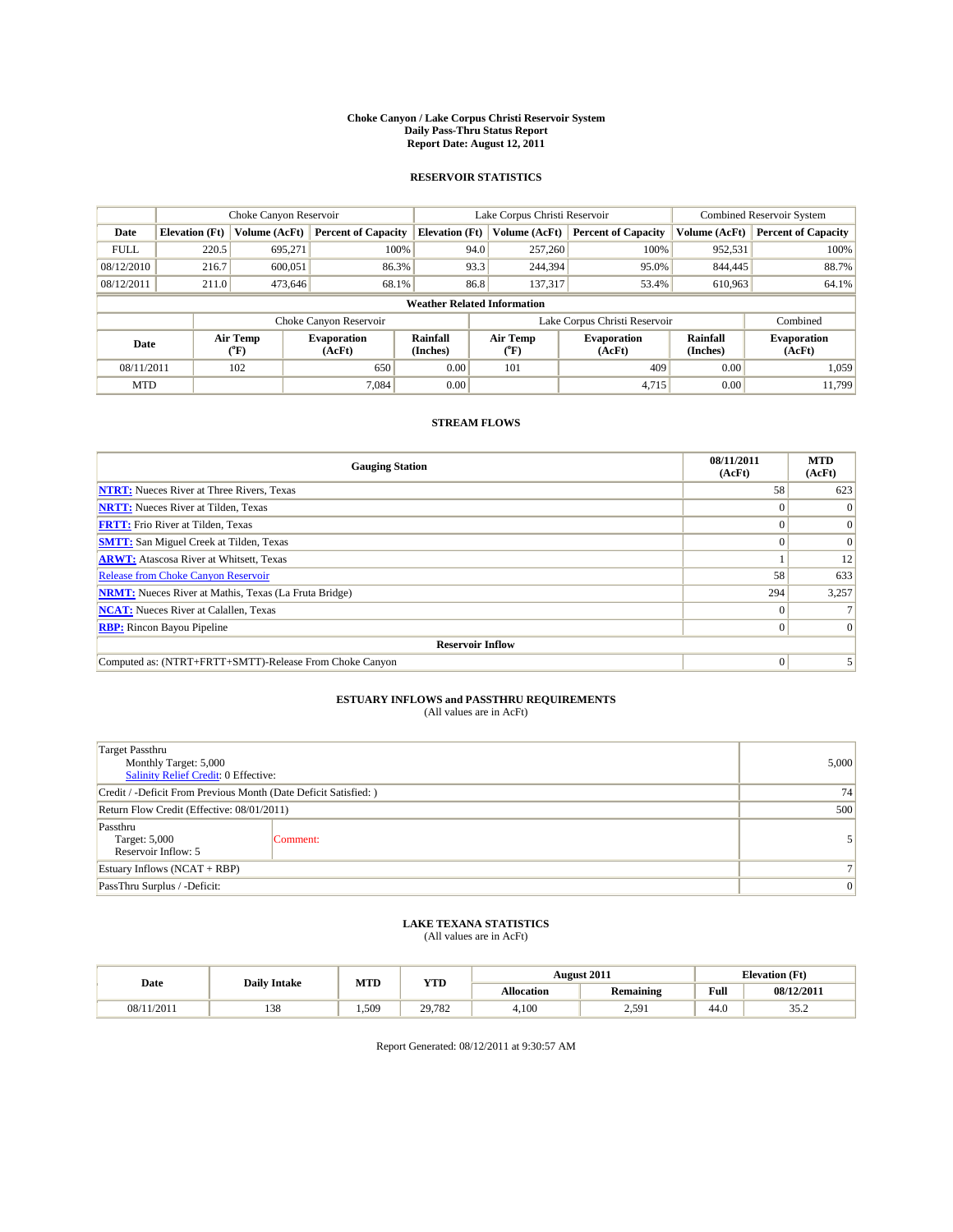# Choke Canyon / Lake Corpus Christi Reservoir System
## Daily Pass-Thru Status Report
## Report Date: August 12, 2011

### RESERVOIR STATISTICS

| | Choke Canyon Reservoir | | | Lake Corpus Christi Reservoir | | | Combined Reservoir System | |
|---|---|---|---|---|---|---|---|---|
| Date | Elevation (Ft) | Volume (AcFt) | Percent of Capacity | Elevation (Ft) | Volume (AcFt) | Percent of Capacity | Volume (AcFt) | Percent of Capacity |
| FULL | 220.5 | 695,271 | 100% | 94.0 | 257,260 | 100% | 952,531 | 100% |
| 08/12/2010 | 216.7 | 600,051 | 86.3% | 93.3 | 244,394 | 95.0% | 844,445 | 88.7% |
| 08/12/2011 | 211.0 | 473,646 | 68.1% | 86.8 | 137,317 | 53.4% | 610,963 | 64.1% |

**Weather Related Information**

| | Choke Canyon Reservoir | | | Lake Corpus Christi Reservoir | | | Combined |
|---|---|---|---|---|---|---|---|
| Date | Air Temp (°F) | Evaporation (AcFt) | Rainfall (Inches) | Air Temp (°F) | Evaporation (AcFt) | Rainfall (Inches) | Evaporation (AcFt) |
| 08/11/2011 | 102 | 650 | 0.00 | 101 | 409 | 0.00 | 1,059 |
| MTD | | 7,084 | 0.00 | | 4,715 | 0.00 | 11,799 |

### STREAM FLOWS

| Gauging Station | 08/11/2011 (AcFt) | MTD (AcFt) |
|---|---|---|
| NTRT: Nueces River at Three Rivers, Texas | 58 | 623 |
| NRTT: Nueces River at Tilden, Texas | 0 | 0 |
| FRTT: Frio River at Tilden, Texas | 0 | 0 |
| SMTT: San Miguel Creek at Tilden, Texas | 0 | 0 |
| ARWT: Atascosa River at Whitsett, Texas | 1 | 12 |
| Release from Choke Canyon Reservoir | 58 | 633 |
| NRMT: Nueces River at Mathis, Texas (La Fruta Bridge) | 294 | 3,257 |
| NCAT: Nueces River at Calallen, Texas | 0 | 7 |
| RBP: Rincon Bayou Pipeline | 0 | 0 |
| **Reservoir Inflow** | | |
| Computed as: (NTRT+FRTT+SMTT)-Release From Choke Canyon | 0 | 5 |

### ESTUARY INFLOWS and PASSTHRU REQUIREMENTS
(All values are in AcFt)

| | |
|---|---|
| Target Passthru<br>Monthly Target: 5,000<br>Salinity Relief Credit: 0 Effective: | 5,000 |
| Credit / -Deficit From Previous Month (Date Deficit Satisfied: ) | 74 |
| Return Flow Credit (Effective: 08/01/2011) | 500 |
| Passthru<br>Target: 5,000<br>Reservoir Inflow: 5 — Comment: | 5 |
| Estuary Inflows (NCAT + RBP) | 7 |
| PassThru Surplus / -Deficit: | 0 |

### LAKE TEXANA STATISTICS
(All values are in AcFt)

| Date | Daily Intake | MTD | YTD | August 2011 | | Elevation (Ft) | |
|---|---|---|---|---|---|---|---|
| | | | | Allocation | Remaining | Full | 08/12/2011 |
| 08/11/2011 | 138 | 1,509 | 29,782 | 4,100 | 2,591 | 44.0 | 35.2 |

Report Generated: 08/12/2011 at 9:30:57 AM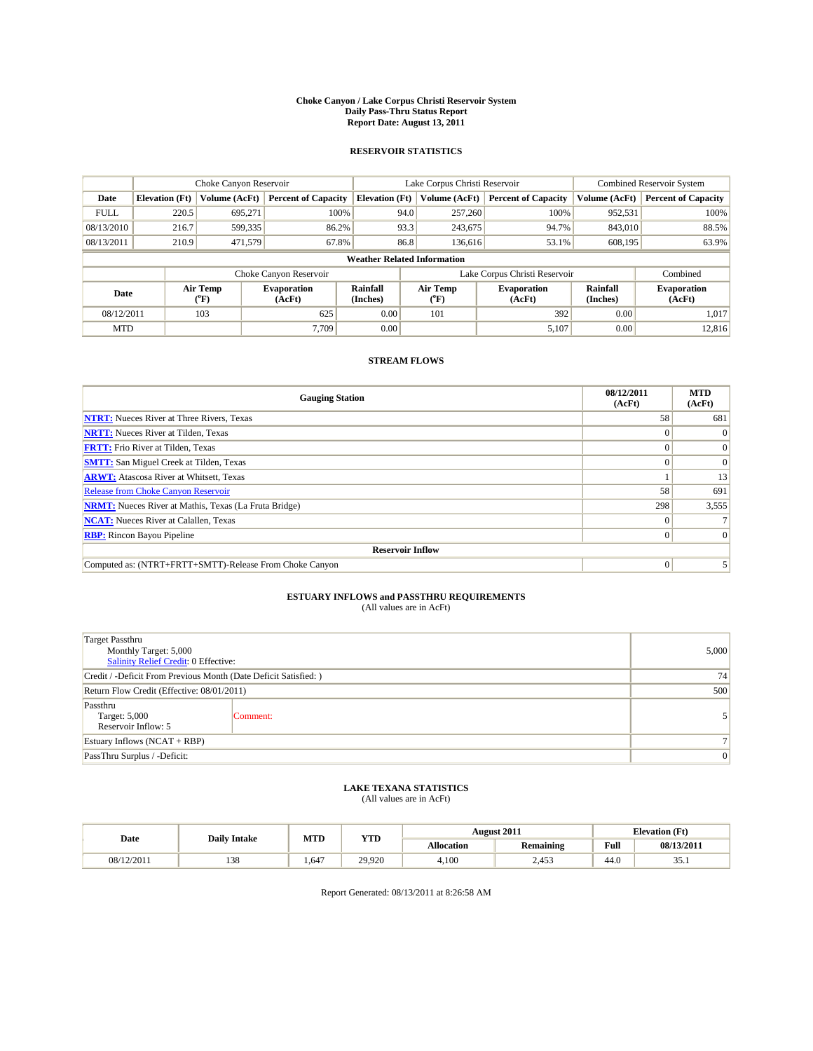**Choke Canyon / Lake Corpus Christi Reservoir System**
**Daily Pass-Thru Status Report**
**Report Date: August 13, 2011**

## RESERVOIR STATISTICS

| | Choke Canyon Reservoir | | | Lake Corpus Christi Reservoir | | | Combined Reservoir System | |
|---|---|---|---|---|---|---|---|---|
| Date | Elevation (Ft) | Volume (AcFt) | Percent of Capacity | Elevation (Ft) | Volume (AcFt) | Percent of Capacity | Volume (AcFt) | Percent of Capacity |
| FULL | 220.5 | 695,271 | 100% | 94.0 | 257,260 | 100% | 952,531 | 100% |
| 08/13/2010 | 216.7 | 599,335 | 86.2% | 93.3 | 243,675 | 94.7% | 843,010 | 88.5% |
| 08/13/2011 | 210.9 | 471,579 | 67.8% | 86.8 | 136,616 | 53.1% | 608,195 | 63.9% |

**Weather Related Information**

| | Choke Canyon Reservoir | | | Lake Corpus Christi Reservoir | | | Combined |
|---|---|---|---|---|---|---|---|
| Date | Air Temp (°F) | Evaporation (AcFt) | Rainfall (Inches) | Air Temp (°F) | Evaporation (AcFt) | Rainfall (Inches) | Evaporation (AcFt) |
| 08/12/2011 | 103 | 625 | 0.00 | 101 | 392 | 0.00 | 1,017 |
| MTD | | 7,709 | 0.00 | | 5,107 | 0.00 | 12,816 |

## STREAM FLOWS

| Gauging Station | 08/12/2011 (AcFt) | MTD (AcFt) |
|---|---|---|
| NTRT: Nueces River at Three Rivers, Texas | 58 | 681 |
| NRTT: Nueces River at Tilden, Texas | 0 | 0 |
| FRTT: Frio River at Tilden, Texas | 0 | 0 |
| SMTT: San Miguel Creek at Tilden, Texas | 0 | 0 |
| ARWT: Atascosa River at Whitsett, Texas | 1 | 13 |
| Release from Choke Canyon Reservoir | 58 | 691 |
| NRMT: Nueces River at Mathis, Texas (La Fruta Bridge) | 298 | 3,555 |
| NCAT: Nueces River at Calallen, Texas | 0 | 7 |
| RBP: Rincon Bayou Pipeline | 0 | 0 |
| **Reservoir Inflow** | | |
| Computed as: (NTRT+FRTT+SMTT)-Release From Choke Canyon | 0 | 5 |

## ESTUARY INFLOWS and PASSTHRU REQUIREMENTS

(All values are in AcFt)

| | |
|---|---|
| Target Passthru<br>Monthly Target: 5,000<br>Salinity Relief Credit: 0 Effective: | 5,000 |
| Credit / -Deficit From Previous Month (Date Deficit Satisfied: ) | 74 |
| Return Flow Credit (Effective: 08/01/2011) | 500 |
| Passthru<br>Target: 5,000<br>Reservoir Inflow: 5 — Comment: | 5 |
| Estuary Inflows (NCAT + RBP) | 7 |
| PassThru Surplus / -Deficit: | 0 |

## LAKE TEXANA STATISTICS

(All values are in AcFt)

| Date | Daily Intake | MTD | YTD | August 2011 | | Elevation (Ft) | |
|---|---|---|---|---|---|---|---|
| | | | | Allocation | Remaining | Full | 08/13/2011 |
| 08/12/2011 | 138 | 1,647 | 29,920 | 4,100 | 2,453 | 44.0 | 35.1 |

Report Generated: 08/13/2011 at 8:26:58 AM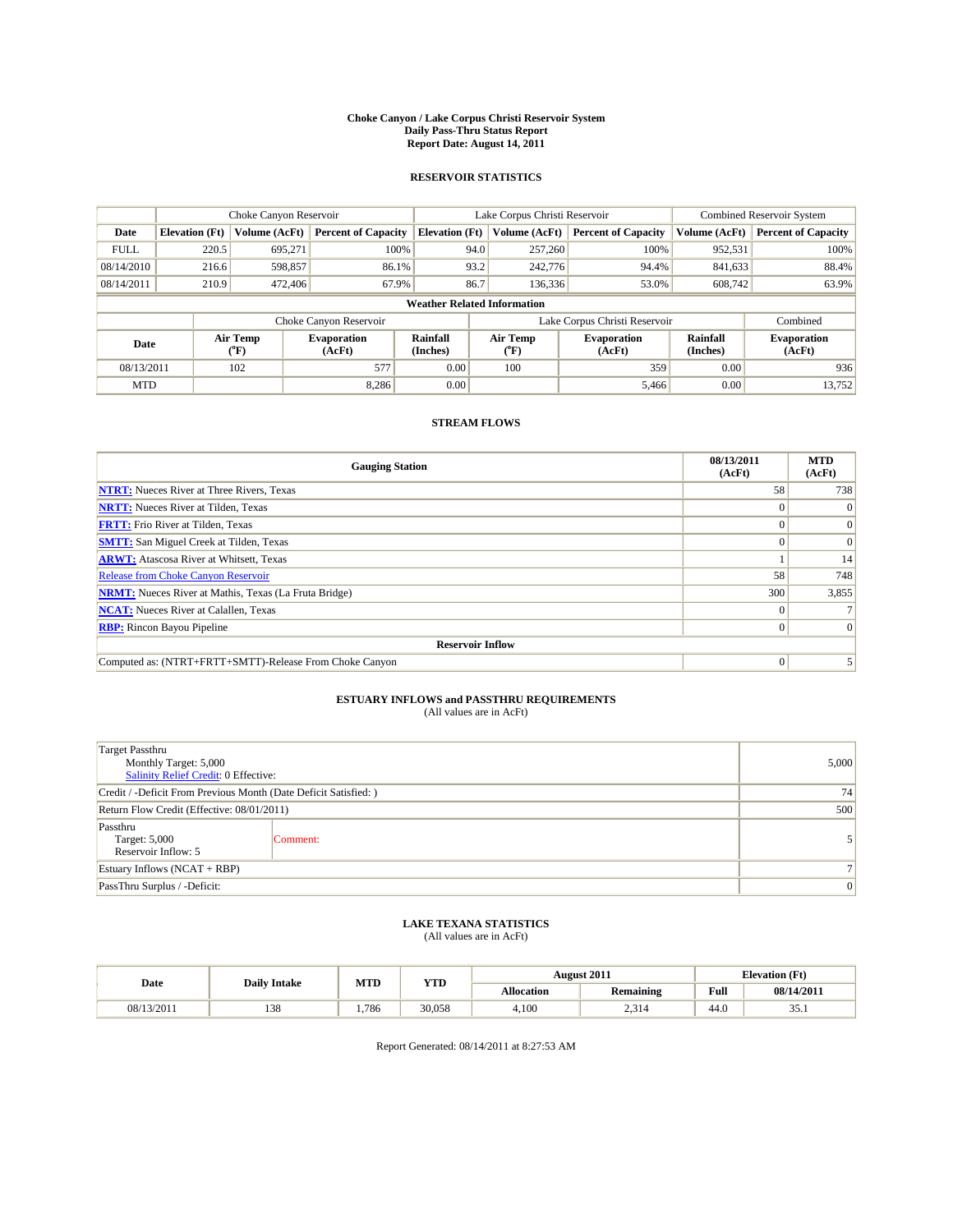# Choke Canyon / Lake Corpus Christi Reservoir System
## Daily Pass-Thru Status Report
## Report Date: August 14, 2011

### RESERVOIR STATISTICS

| | Choke Canyon Reservoir | | | Lake Corpus Christi Reservoir | | | Combined Reservoir System | |
|---|---|---|---|---|---|---|---|---|
| Date | Elevation (Ft) | Volume (AcFt) | Percent of Capacity | Elevation (Ft) | Volume (AcFt) | Percent of Capacity | Volume (AcFt) | Percent of Capacity |
| FULL | 220.5 | 695,271 | 100% | 94.0 | 257,260 | 100% | 952,531 | 100% |
| 08/14/2010 | 216.6 | 598,857 | 86.1% | 93.2 | 242,776 | 94.4% | 841,633 | 88.4% |
| 08/14/2011 | 210.9 | 472,406 | 67.9% | 86.7 | 136,336 | 53.0% | 608,742 | 63.9% |

**Weather Related Information**

| | Choke Canyon Reservoir | | | Lake Corpus Christi Reservoir | | | Combined |
|---|---|---|---|---|---|---|---|
| Date | Air Temp (°F) | Evaporation (AcFt) | Rainfall (Inches) | Air Temp (°F) | Evaporation (AcFt) | Rainfall (Inches) | Evaporation (AcFt) |
| 08/13/2011 | 102 | 577 | 0.00 | 100 | 359 | 0.00 | 936 |
| MTD | | 8,286 | 0.00 | | 5,466 | 0.00 | 13,752 |

### STREAM FLOWS

| Gauging Station | 08/13/2011 (AcFt) | MTD (AcFt) |
|---|---|---|
| NTRT: Nueces River at Three Rivers, Texas | 58 | 738 |
| NRTT: Nueces River at Tilden, Texas | 0 | 0 |
| FRTT: Frio River at Tilden, Texas | 0 | 0 |
| SMTT: San Miguel Creek at Tilden, Texas | 0 | 0 |
| ARWT: Atascosa River at Whitsett, Texas | 1 | 14 |
| Release from Choke Canyon Reservoir | 58 | 748 |
| NRMT: Nueces River at Mathis, Texas (La Fruta Bridge) | 300 | 3,855 |
| NCAT: Nueces River at Calallen, Texas | 0 | 7 |
| RBP: Rincon Bayou Pipeline | 0 | 0 |
| **Reservoir Inflow** | | |
| Computed as: (NTRT+FRTT+SMTT)-Release From Choke Canyon | 0 | 5 |

### ESTUARY INFLOWS and PASSTHRU REQUIREMENTS
(All values are in AcFt)

| | |
|---|---|
| Target Passthru<br>Monthly Target: 5,000<br>Salinity Relief Credit: 0 Effective: | 5,000 |
| Credit / -Deficit From Previous Month (Date Deficit Satisfied: ) | 74 |
| Return Flow Credit (Effective: 08/01/2011) | 500 |
| Passthru<br>Target: 5,000<br>Reservoir Inflow: 5 — Comment: | 5 |
| Estuary Inflows (NCAT + RBP) | 7 |
| PassThru Surplus / -Deficit: | 0 |

### LAKE TEXANA STATISTICS
(All values are in AcFt)

| Date | Daily Intake | MTD | YTD | August 2011 | | Elevation (Ft) | |
|---|---|---|---|---|---|---|---|
| | | | | Allocation | Remaining | Full | 08/14/2011 |
| 08/13/2011 | 138 | 1,786 | 30,058 | 4,100 | 2,314 | 44.0 | 35.1 |

Report Generated: 08/14/2011 at 8:27:53 AM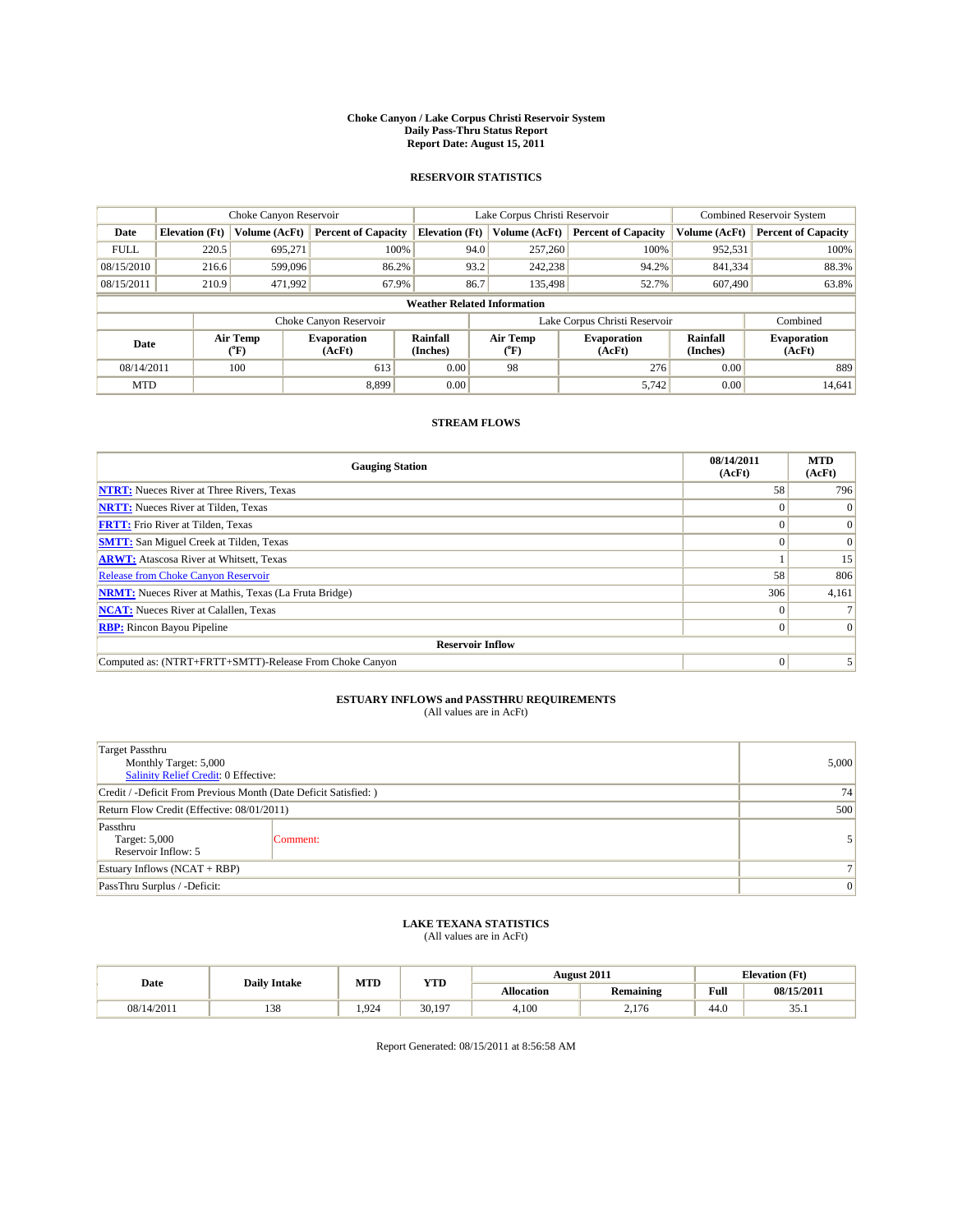# Choke Canyon / Lake Corpus Christi Reservoir System
## Daily Pass-Thru Status Report
### Report Date: August 15, 2011

## RESERVOIR STATISTICS

| | Choke Canyon Reservoir | | | Lake Corpus Christi Reservoir | | | Combined Reservoir System | |
|---|---|---|---|---|---|---|---|---|
| Date | Elevation (Ft) | Volume (AcFt) | Percent of Capacity | Elevation (Ft) | Volume (AcFt) | Percent of Capacity | Volume (AcFt) | Percent of Capacity |
| FULL | 220.5 | 695,271 | 100% | 94.0 | 257,260 | 100% | 952,531 | 100% |
| 08/15/2010 | 216.6 | 599,096 | 86.2% | 93.2 | 242,238 | 94.2% | 841,334 | 88.3% |
| 08/15/2011 | 210.9 | 471,992 | 67.9% | 86.7 | 135,498 | 52.7% | 607,490 | 63.8% |

**Weather Related Information**

| | Choke Canyon Reservoir | | | Lake Corpus Christi Reservoir | | | Combined |
|---|---|---|---|---|---|---|---|
| Date | Air Temp (°F) | Evaporation (AcFt) | Rainfall (Inches) | Air Temp (°F) | Evaporation (AcFt) | Rainfall (Inches) | Evaporation (AcFt) |
| 08/14/2011 | 100 | 613 | 0.00 | 98 | 276 | 0.00 | 889 |
| MTD | | 8,899 | 0.00 | | 5,742 | 0.00 | 14,641 |

## STREAM FLOWS

| Gauging Station | 08/14/2011 (AcFt) | MTD (AcFt) |
|---|---|---|
| **NTRT:** Nueces River at Three Rivers, Texas | 58 | 796 |
| **NRTT:** Nueces River at Tilden, Texas | 0 | 0 |
| **FRTT:** Frio River at Tilden, Texas | 0 | 0 |
| **SMTT:** San Miguel Creek at Tilden, Texas | 0 | 0 |
| **ARWT:** Atascosa River at Whitsett, Texas | 1 | 15 |
| Release from Choke Canyon Reservoir | 58 | 806 |
| **NRMT:** Nueces River at Mathis, Texas (La Fruta Bridge) | 306 | 4,161 |
| **NCAT:** Nueces River at Calallen, Texas | 0 | 7 |
| **RBP:** Rincon Bayou Pipeline | 0 | 0 |
| **Reservoir Inflow** | | |
| Computed as: (NTRT+FRTT+SMTT)-Release From Choke Canyon | 0 | 5 |

## ESTUARY INFLOWS and PASSTHRU REQUIREMENTS
(All values are in AcFt)

| | |
|---|---|
| Target Passthru<br>Monthly Target: 5,000<br>Salinity Relief Credit: 0 Effective: | 5,000 |
| Credit / -Deficit From Previous Month (Date Deficit Satisfied: ) | 74 |
| Return Flow Credit (Effective: 08/01/2011) | 500 |
| Passthru<br>Target: 5,000<br>Reservoir Inflow: 5 — Comment: | 5 |
| Estuary Inflows (NCAT + RBP) | 7 |
| PassThru Surplus / -Deficit: | 0 |

## LAKE TEXANA STATISTICS
(All values are in AcFt)

| Date | Daily Intake | MTD | YTD | August 2011 | | Elevation (Ft) | |
|---|---|---|---|---|---|---|---|
| | | | | Allocation | Remaining | Full | 08/15/2011 |
| 08/14/2011 | 138 | 1,924 | 30,197 | 4,100 | 2,176 | 44.0 | 35.1 |

Report Generated: 08/15/2011 at 8:56:58 AM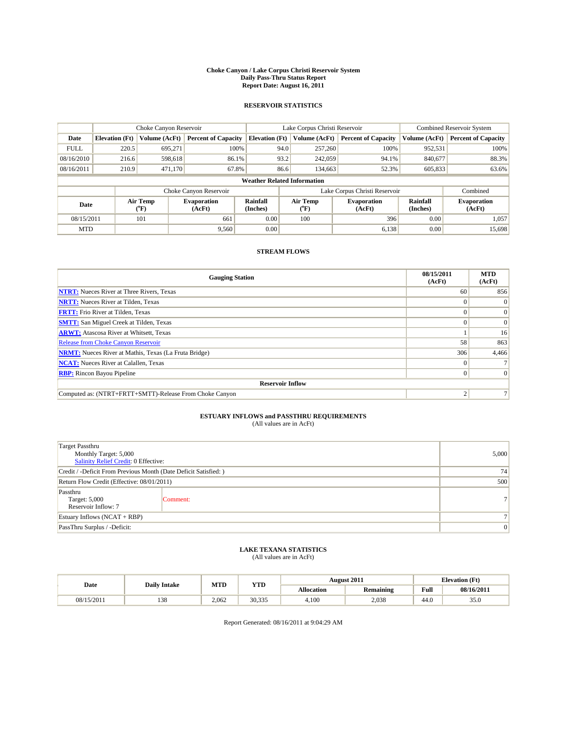# Choke Canyon / Lake Corpus Christi Reservoir System
## Daily Pass-Thru Status Report
## Report Date: August 16, 2011

### RESERVOIR STATISTICS

| | Choke Canyon Reservoir | | | Lake Corpus Christi Reservoir | | | Combined Reservoir System | |
|---|---|---|---|---|---|---|---|---|
| Date | Elevation (Ft) | Volume (AcFt) | Percent of Capacity | Elevation (Ft) | Volume (AcFt) | Percent of Capacity | Volume (AcFt) | Percent of Capacity |
| FULL | 220.5 | 695,271 | 100% | 94.0 | 257,260 | 100% | 952,531 | 100% |
| 08/16/2010 | 216.6 | 598,618 | 86.1% | 93.2 | 242,059 | 94.1% | 840,677 | 88.3% |
| 08/16/2011 | 210.9 | 471,170 | 67.8% | 86.6 | 134,663 | 52.3% | 605,833 | 63.6% |

**Weather Related Information**

| | Choke Canyon Reservoir | | | Lake Corpus Christi Reservoir | | | Combined |
|---|---|---|---|---|---|---|---|
| Date | Air Temp (°F) | Evaporation (AcFt) | Rainfall (Inches) | Air Temp (°F) | Evaporation (AcFt) | Rainfall (Inches) | Evaporation (AcFt) |
| 08/15/2011 | 101 | 661 | 0.00 | 100 | 396 | 0.00 | 1,057 |
| MTD | | 9,560 | 0.00 | | 6,138 | 0.00 | 15,698 |

### STREAM FLOWS

| Gauging Station | 08/15/2011 (AcFt) | MTD (AcFt) |
|---|---|---|
| NTRT: Nueces River at Three Rivers, Texas | 60 | 856 |
| NRTT: Nueces River at Tilden, Texas | 0 | 0 |
| FRTT: Frio River at Tilden, Texas | 0 | 0 |
| SMTT: San Miguel Creek at Tilden, Texas | 0 | 0 |
| ARWT: Atascosa River at Whitsett, Texas | 1 | 16 |
| Release from Choke Canyon Reservoir | 58 | 863 |
| NRMT: Nueces River at Mathis, Texas (La Fruta Bridge) | 306 | 4,466 |
| NCAT: Nueces River at Calallen, Texas | 0 | 7 |
| RBP: Rincon Bayou Pipeline | 0 | 0 |
| **Reservoir Inflow** | | |
| Computed as: (NTRT+FRTT+SMTT)-Release From Choke Canyon | 2 | 7 |

### ESTUARY INFLOWS and PASSTHRU REQUIREMENTS
(All values are in AcFt)

| | |
|---|---|
| Target Passthru<br>Monthly Target: 5,000<br>Salinity Relief Credit: 0 Effective: | 5,000 |
| Credit / -Deficit From Previous Month (Date Deficit Satisfied: ) | 74 |
| Return Flow Credit (Effective: 08/01/2011) | 500 |
| Passthru<br>Target: 5,000<br>Reservoir Inflow: 7 — Comment: | 7 |
| Estuary Inflows (NCAT + RBP) | 7 |
| PassThru Surplus / -Deficit: | 0 |

### LAKE TEXANA STATISTICS
(All values are in AcFt)

| Date | Daily Intake | MTD | YTD | August 2011 | | Elevation (Ft) | |
|---|---|---|---|---|---|---|---|
| | | | | Allocation | Remaining | Full | 08/16/2011 |
| 08/15/2011 | 138 | 2,062 | 30,335 | 4,100 | 2,038 | 44.0 | 35.0 |

Report Generated: 08/16/2011 at 9:04:29 AM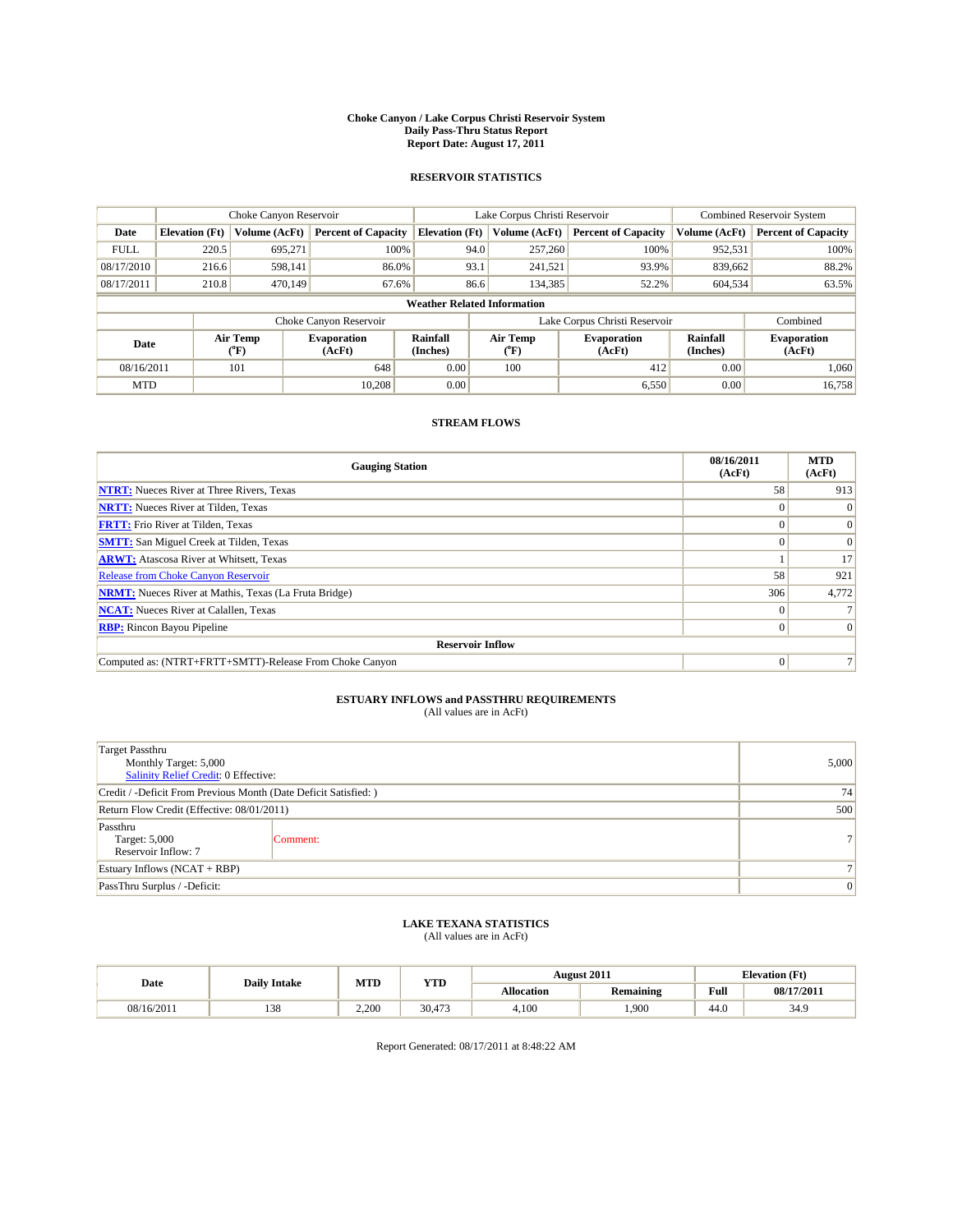# Choke Canyon / Lake Corpus Christi Reservoir System
## Daily Pass-Thru Status Report
## Report Date: August 17, 2011

### RESERVOIR STATISTICS

| | Choke Canyon Reservoir | | | Lake Corpus Christi Reservoir | | | Combined Reservoir System | |
|---|---|---|---|---|---|---|---|---|
| Date | Elevation (Ft) | Volume (AcFt) | Percent of Capacity | Elevation (Ft) | Volume (AcFt) | Percent of Capacity | Volume (AcFt) | Percent of Capacity |
| FULL | 220.5 | 695,271 | 100% | 94.0 | 257,260 | 100% | 952,531 | 100% |
| 08/17/2010 | 216.6 | 598,141 | 86.0% | 93.1 | 241,521 | 93.9% | 839,662 | 88.2% |
| 08/17/2011 | 210.8 | 470,149 | 67.6% | 86.6 | 134,385 | 52.2% | 604,534 | 63.5% |

**Weather Related Information**

| | Choke Canyon Reservoir | | | Lake Corpus Christi Reservoir | | | Combined |
|---|---|---|---|---|---|---|---|
| Date | Air Temp (°F) | Evaporation (AcFt) | Rainfall (Inches) | Air Temp (°F) | Evaporation (AcFt) | Rainfall (Inches) | Evaporation (AcFt) |
| 08/16/2011 | 101 | 648 | 0.00 | 100 | 412 | 0.00 | 1,060 |
| MTD | | 10,208 | 0.00 | | 6,550 | 0.00 | 16,758 |

### STREAM FLOWS

| Gauging Station | 08/16/2011 (AcFt) | MTD (AcFt) |
|---|---|---|
| NTRT: Nueces River at Three Rivers, Texas | 58 | 913 |
| NRTT: Nueces River at Tilden, Texas | 0 | 0 |
| FRTT: Frio River at Tilden, Texas | 0 | 0 |
| SMTT: San Miguel Creek at Tilden, Texas | 0 | 0 |
| ARWT: Atascosa River at Whitsett, Texas | 1 | 17 |
| Release from Choke Canyon Reservoir | 58 | 921 |
| NRMT: Nueces River at Mathis, Texas (La Fruta Bridge) | 306 | 4,772 |
| NCAT: Nueces River at Calallen, Texas | 0 | 7 |
| RBP: Rincon Bayou Pipeline | 0 | 0 |
| **Reservoir Inflow** | | |
| Computed as: (NTRT+FRTT+SMTT)-Release From Choke Canyon | 0 | 7 |

### ESTUARY INFLOWS and PASSTHRU REQUIREMENTS
(All values are in AcFt)

| | |
|---|---|
| Target Passthru<br>Monthly Target: 5,000<br>Salinity Relief Credit: 0 Effective: | 5,000 |
| Credit / -Deficit From Previous Month (Date Deficit Satisfied: ) | 74 |
| Return Flow Credit (Effective: 08/01/2011) | 500 |
| Passthru<br>Target: 5,000<br>Reservoir Inflow: 7 — Comment: | 7 |
| Estuary Inflows (NCAT + RBP) | 7 |
| PassThru Surplus / -Deficit: | 0 |

### LAKE TEXANA STATISTICS
(All values are in AcFt)

| Date | Daily Intake | MTD | YTD | August 2011 | | Elevation (Ft) | |
|---|---|---|---|---|---|---|---|
| | | | | Allocation | Remaining | Full | 08/17/2011 |
| 08/16/2011 | 138 | 2,200 | 30,473 | 4,100 | 1,900 | 44.0 | 34.9 |

Report Generated: 08/17/2011 at 8:48:22 AM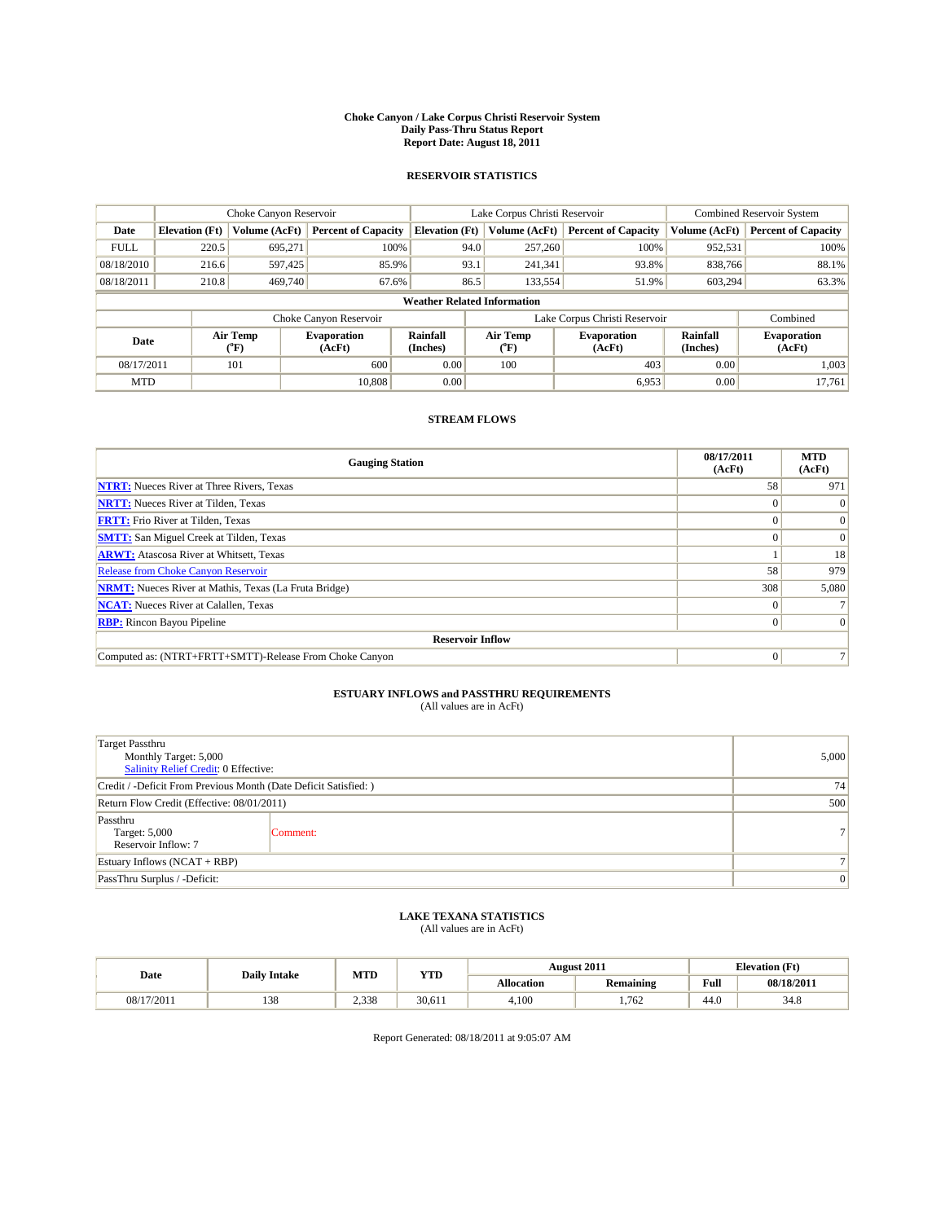**Choke Canyon / Lake Corpus Christi Reservoir System**
**Daily Pass-Thru Status Report**
**Report Date: August 18, 2011**

## RESERVOIR STATISTICS

| | Choke Canyon Reservoir | | | Lake Corpus Christi Reservoir | | | Combined Reservoir System | |
|---|---|---|---|---|---|---|---|---|
| Date | Elevation (Ft) | Volume (AcFt) | Percent of Capacity | Elevation (Ft) | Volume (AcFt) | Percent of Capacity | Volume (AcFt) | Percent of Capacity |
| FULL | 220.5 | 695,271 | 100% | 94.0 | 257,260 | 100% | 952,531 | 100% |
| 08/18/2010 | 216.6 | 597,425 | 85.9% | 93.1 | 241,341 | 93.8% | 838,766 | 88.1% |
| 08/18/2011 | 210.8 | 469,740 | 67.6% | 86.5 | 133,554 | 51.9% | 603,294 | 63.3% |

**Weather Related Information**

| | Choke Canyon Reservoir | | | Lake Corpus Christi Reservoir | | | Combined |
|---|---|---|---|---|---|---|---|
| Date | Air Temp (°F) | Evaporation (AcFt) | Rainfall (Inches) | Air Temp (°F) | Evaporation (AcFt) | Rainfall (Inches) | Evaporation (AcFt) |
| 08/17/2011 | 101 | 600 | 0.00 | 100 | 403 | 0.00 | 1,003 |
| MTD | | 10,808 | 0.00 | | 6,953 | 0.00 | 17,761 |

## STREAM FLOWS

| Gauging Station | 08/17/2011 (AcFt) | MTD (AcFt) |
|---|---|---|
| **NTRT:** Nueces River at Three Rivers, Texas | 58 | 971 |
| **NRTT:** Nueces River at Tilden, Texas | 0 | 0 |
| **FRTT:** Frio River at Tilden, Texas | 0 | 0 |
| **SMTT:** San Miguel Creek at Tilden, Texas | 0 | 0 |
| **ARWT:** Atascosa River at Whitsett, Texas | 1 | 18 |
| Release from Choke Canyon Reservoir | 58 | 979 |
| **NRMT:** Nueces River at Mathis, Texas (La Fruta Bridge) | 308 | 5,080 |
| **NCAT:** Nueces River at Calallen, Texas | 0 | 7 |
| **RBP:** Rincon Bayou Pipeline | 0 | 0 |
| **Reservoir Inflow** | | |
| Computed as: (NTRT+FRTT+SMTT)-Release From Choke Canyon | 0 | 7 |

## ESTUARY INFLOWS and PASSTHRU REQUIREMENTS
(All values are in AcFt)

| | |
|---|---|
| Target Passthru<br>Monthly Target: 5,000<br>Salinity Relief Credit: 0 Effective: | 5,000 |
| Credit / -Deficit From Previous Month (Date Deficit Satisfied: ) | 74 |
| Return Flow Credit (Effective: 08/01/2011) | 500 |
| Passthru<br>Target: 5,000<br>Reservoir Inflow: 7 &nbsp;&nbsp; Comment: | 7 |
| Estuary Inflows (NCAT + RBP) | 7 |
| PassThru Surplus / -Deficit: | 0 |

## LAKE TEXANA STATISTICS
(All values are in AcFt)

| Date | Daily Intake | MTD | YTD | August 2011 | | Elevation (Ft) | |
|---|---|---|---|---|---|---|---|
| | | | | Allocation | Remaining | Full | 08/18/2011 |
| 08/17/2011 | 138 | 2,338 | 30,611 | 4,100 | 1,762 | 44.0 | 34.8 |

Report Generated: 08/18/2011 at 9:05:07 AM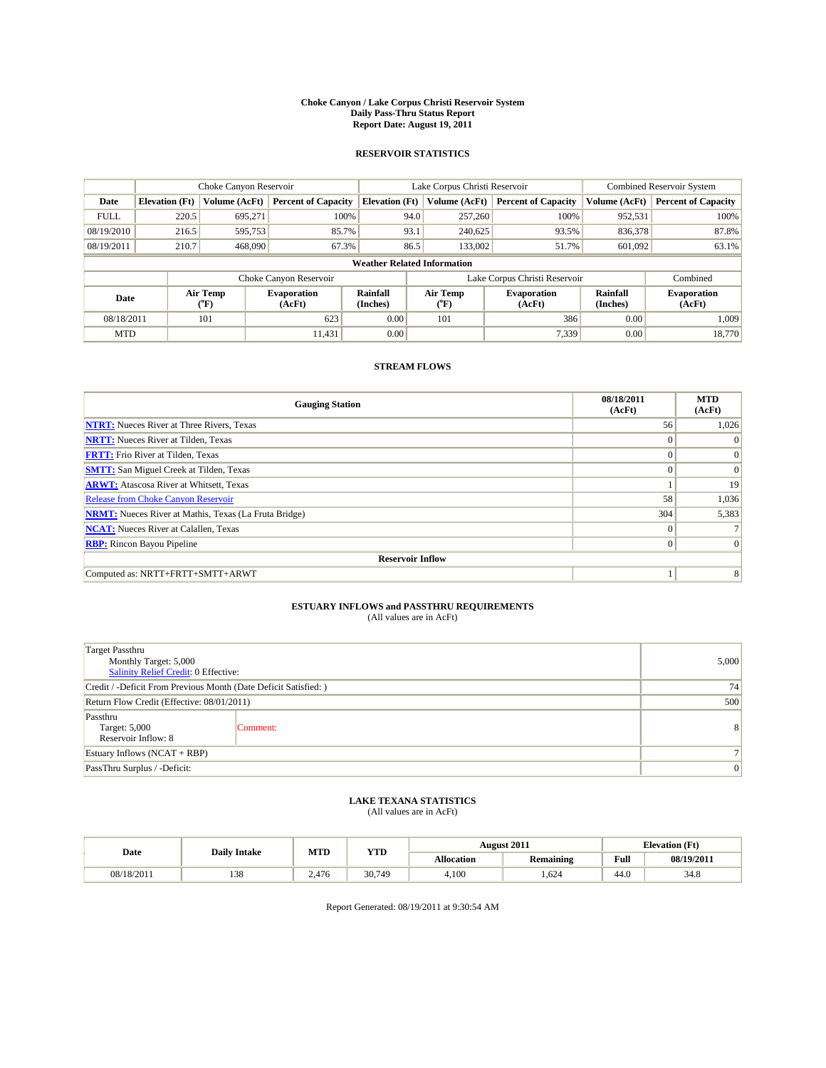# Choke Canyon / Lake Corpus Christi Reservoir System
## Daily Pass-Thru Status Report
## Report Date: August 19, 2011

### RESERVOIR STATISTICS

| | Choke Canyon Reservoir | | | Lake Corpus Christi Reservoir | | | Combined Reservoir System | |
|---|---|---|---|---|---|---|---|---|
| Date | Elevation (Ft) | Volume (AcFt) | Percent of Capacity | Elevation (Ft) | Volume (AcFt) | Percent of Capacity | Volume (AcFt) | Percent of Capacity |
| FULL | 220.5 | 695,271 | 100% | 94.0 | 257,260 | 100% | 952,531 | 100% |
| 08/19/2010 | 216.5 | 595,753 | 85.7% | 93.1 | 240,625 | 93.5% | 836,378 | 87.8% |
| 08/19/2011 | 210.7 | 468,090 | 67.3% | 86.5 | 133,002 | 51.7% | 601,092 | 63.1% |

**Weather Related Information**

| | Choke Canyon Reservoir | | | Lake Corpus Christi Reservoir | | | Combined |
|---|---|---|---|---|---|---|---|
| Date | Air Temp (°F) | Evaporation (AcFt) | Rainfall (Inches) | Air Temp (°F) | Evaporation (AcFt) | Rainfall (Inches) | Evaporation (AcFt) |
| 08/18/2011 | 101 | 623 | 0.00 | 101 | 386 | 0.00 | 1,009 |
| MTD | | 11,431 | 0.00 | | 7,339 | 0.00 | 18,770 |

### STREAM FLOWS

| Gauging Station | 08/18/2011 (AcFt) | MTD (AcFt) |
|---|---|---|
| NTRT: Nueces River at Three Rivers, Texas | 56 | 1,026 |
| NRTT: Nueces River at Tilden, Texas | 0 | 0 |
| FRTT: Frio River at Tilden, Texas | 0 | 0 |
| SMTT: San Miguel Creek at Tilden, Texas | 0 | 0 |
| ARWT: Atascosa River at Whitsett, Texas | 1 | 19 |
| Release from Choke Canyon Reservoir | 58 | 1,036 |
| NRMT: Nueces River at Mathis, Texas (La Fruta Bridge) | 304 | 5,383 |
| NCAT: Nueces River at Calallen, Texas | 0 | 7 |
| RBP: Rincon Bayou Pipeline | 0 | 0 |
| **Reservoir Inflow** | | |
| Computed as: NRTT+FRTT+SMTT+ARWT | 1 | 8 |

### ESTUARY INFLOWS and PASSTHRU REQUIREMENTS
(All values are in AcFt)

| | | |
|---|---|---|
| Target Passthru<br>Monthly Target: 5,000<br>Salinity Relief Credit: 0 Effective: | | 5,000 |
| Credit / -Deficit From Previous Month (Date Deficit Satisfied: ) | | 74 |
| Return Flow Credit (Effective: 08/01/2011) | | 500 |
| Passthru<br>Target: 5,000<br>Reservoir Inflow: 8 | Comment: | 8 |
| Estuary Inflows (NCAT + RBP) | | 7 |
| PassThru Surplus / -Deficit: | | 0 |

### LAKE TEXANA STATISTICS
(All values are in AcFt)

| Date | Daily Intake | MTD | YTD | August 2011 | | Elevation (Ft) | |
|---|---|---|---|---|---|---|---|
| | | | | Allocation | Remaining | Full | 08/19/2011 |
| 08/18/2011 | 138 | 2,476 | 30,749 | 4,100 | 1,624 | 44.0 | 34.8 |

Report Generated: 08/19/2011 at 9:30:54 AM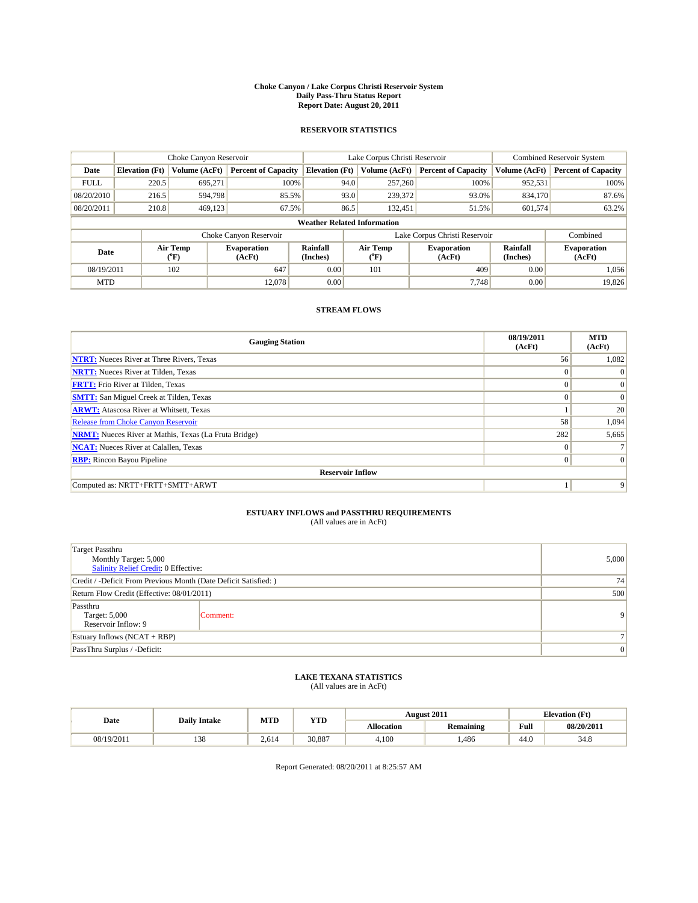**Choke Canyon / Lake Corpus Christi Reservoir System**
**Daily Pass-Thru Status Report**
**Report Date: August 20, 2011**

## RESERVOIR STATISTICS

| | Choke Canyon Reservoir | | | Lake Corpus Christi Reservoir | | | Combined Reservoir System | |
|---|---|---|---|---|---|---|---|---|
| **Date** | **Elevation (Ft)** | **Volume (AcFt)** | **Percent of Capacity** | **Elevation (Ft)** | **Volume (AcFt)** | **Percent of Capacity** | **Volume (AcFt)** | **Percent of Capacity** |
| FULL | 220.5 | 695,271 | 100% | 94.0 | 257,260 | 100% | 952,531 | 100% |
| 08/20/2010 | 216.5 | 594,798 | 85.5% | 93.0 | 239,372 | 93.0% | 834,170 | 87.6% |
| 08/20/2011 | 210.8 | 469,123 | 67.5% | 86.5 | 132,451 | 51.5% | 601,574 | 63.2% |

**Weather Related Information**

| | Choke Canyon Reservoir | | | Lake Corpus Christi Reservoir | | | Combined |
|---|---|---|---|---|---|---|---|
| **Date** | **Air Temp (°F)** | **Evaporation (AcFt)** | **Rainfall (Inches)** | **Air Temp (°F)** | **Evaporation (AcFt)** | **Rainfall (Inches)** | **Evaporation (AcFt)** |
| 08/19/2011 | 102 | 647 | 0.00 | 101 | 409 | 0.00 | 1,056 |
| MTD | | 12,078 | 0.00 | | 7,748 | 0.00 | 19,826 |

## STREAM FLOWS

| Gauging Station | 08/19/2011 (AcFt) | MTD (AcFt) |
|---|---|---|
| **NTRT:** Nueces River at Three Rivers, Texas | 56 | 1,082 |
| **NRTT:** Nueces River at Tilden, Texas | 0 | 0 |
| **FRTT:** Frio River at Tilden, Texas | 0 | 0 |
| **SMTT:** San Miguel Creek at Tilden, Texas | 0 | 0 |
| **ARWT:** Atascosa River at Whitsett, Texas | 1 | 20 |
| Release from Choke Canyon Reservoir | 58 | 1,094 |
| **NRMT:** Nueces River at Mathis, Texas (La Fruta Bridge) | 282 | 5,665 |
| **NCAT:** Nueces River at Calallen, Texas | 0 | 7 |
| **RBP:** Rincon Bayou Pipeline | 0 | 0 |
| **Reservoir Inflow** | | |
| Computed as: NRTT+FRTT+SMTT+ARWT | 1 | 9 |

## ESTUARY INFLOWS and PASSTHRU REQUIREMENTS
(All values are in AcFt)

| | | |
|---|---|---|
| Target Passthru<br>Monthly Target: 5,000<br>Salinity Relief Credit: 0 Effective: | | 5,000 |
| Credit / -Deficit From Previous Month (Date Deficit Satisfied: ) | | 74 |
| Return Flow Credit (Effective: 08/01/2011) | | 500 |
| Passthru<br>Target: 5,000<br>Reservoir Inflow: 9 | Comment: | 9 |
| Estuary Inflows (NCAT + RBP) | | 7 |
| PassThru Surplus / -Deficit: | | 0 |

## LAKE TEXANA STATISTICS
(All values are in AcFt)

| Date | Daily Intake | MTD | YTD | August 2011 | | Elevation (Ft) | |
|---|---|---|---|---|---|---|---|
| | | | | **Allocation** | **Remaining** | **Full** | **08/20/2011** |
| 08/19/2011 | 138 | 2,614 | 30,887 | 4,100 | 1,486 | 44.0 | 34.8 |

Report Generated: 08/20/2011 at 8:25:57 AM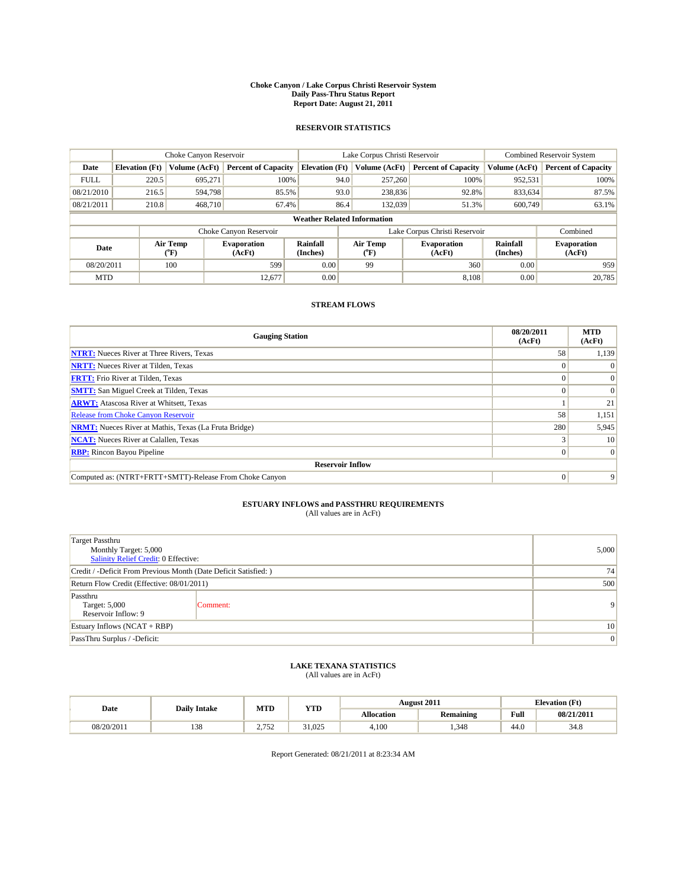# Choke Canyon / Lake Corpus Christi Reservoir System
## Daily Pass-Thru Status Report
### Report Date: August 21, 2011

## RESERVOIR STATISTICS

| | Choke Canyon Reservoir | | | Lake Corpus Christi Reservoir | | | Combined Reservoir System | |
|---|---|---|---|---|---|---|---|---|
| Date | Elevation (Ft) | Volume (AcFt) | Percent of Capacity | Elevation (Ft) | Volume (AcFt) | Percent of Capacity | Volume (AcFt) | Percent of Capacity |
| FULL | 220.5 | 695,271 | 100% | 94.0 | 257,260 | 100% | 952,531 | 100% |
| 08/21/2010 | 216.5 | 594,798 | 85.5% | 93.0 | 238,836 | 92.8% | 833,634 | 87.5% |
| 08/21/2011 | 210.8 | 468,710 | 67.4% | 86.4 | 132,039 | 51.3% | 600,749 | 63.1% |

**Weather Related Information**

| | Choke Canyon Reservoir | | | Lake Corpus Christi Reservoir | | | Combined |
|---|---|---|---|---|---|---|---|
| Date | Air Temp (°F) | Evaporation (AcFt) | Rainfall (Inches) | Air Temp (°F) | Evaporation (AcFt) | Rainfall (Inches) | Evaporation (AcFt) |
| 08/20/2011 | 100 | 599 | 0.00 | 99 | 360 | 0.00 | 959 |
| MTD | | 12,677 | 0.00 | | 8,108 | 0.00 | 20,785 |

## STREAM FLOWS

| Gauging Station | 08/20/2011 (AcFt) | MTD (AcFt) |
|---|---|---|
| **NTRT:** Nueces River at Three Rivers, Texas | 58 | 1,139 |
| **NRTT:** Nueces River at Tilden, Texas | 0 | 0 |
| **FRTT:** Frio River at Tilden, Texas | 0 | 0 |
| **SMTT:** San Miguel Creek at Tilden, Texas | 0 | 0 |
| **ARWT:** Atascosa River at Whitsett, Texas | 1 | 21 |
| Release from Choke Canyon Reservoir | 58 | 1,151 |
| **NRMT:** Nueces River at Mathis, Texas (La Fruta Bridge) | 280 | 5,945 |
| **NCAT:** Nueces River at Calallen, Texas | 3 | 10 |
| **RBP:** Rincon Bayou Pipeline | 0 | 0 |
| **Reservoir Inflow** | | |
| Computed as: (NTRT+FRTT+SMTT)-Release From Choke Canyon | 0 | 9 |

## ESTUARY INFLOWS and PASSTHRU REQUIREMENTS
(All values are in AcFt)

| | |
|---|---|
| Target Passthru<br>Monthly Target: 5,000<br>Salinity Relief Credit: 0 Effective: | 5,000 |
| Credit / -Deficit From Previous Month (Date Deficit Satisfied: ) | 74 |
| Return Flow Credit (Effective: 08/01/2011) | 500 |
| Passthru<br>Target: 5,000<br>Reservoir Inflow: 9 — Comment: | 9 |
| Estuary Inflows (NCAT + RBP) | 10 |
| PassThru Surplus / -Deficit: | 0 |

## LAKE TEXANA STATISTICS
(All values are in AcFt)

| Date | Daily Intake | MTD | YTD | August 2011 | | Elevation (Ft) | |
|---|---|---|---|---|---|---|---|
| | | | | Allocation | Remaining | Full | 08/21/2011 |
| 08/20/2011 | 138 | 2,752 | 31,025 | 4,100 | 1,348 | 44.0 | 34.8 |

Report Generated: 08/21/2011 at 8:23:34 AM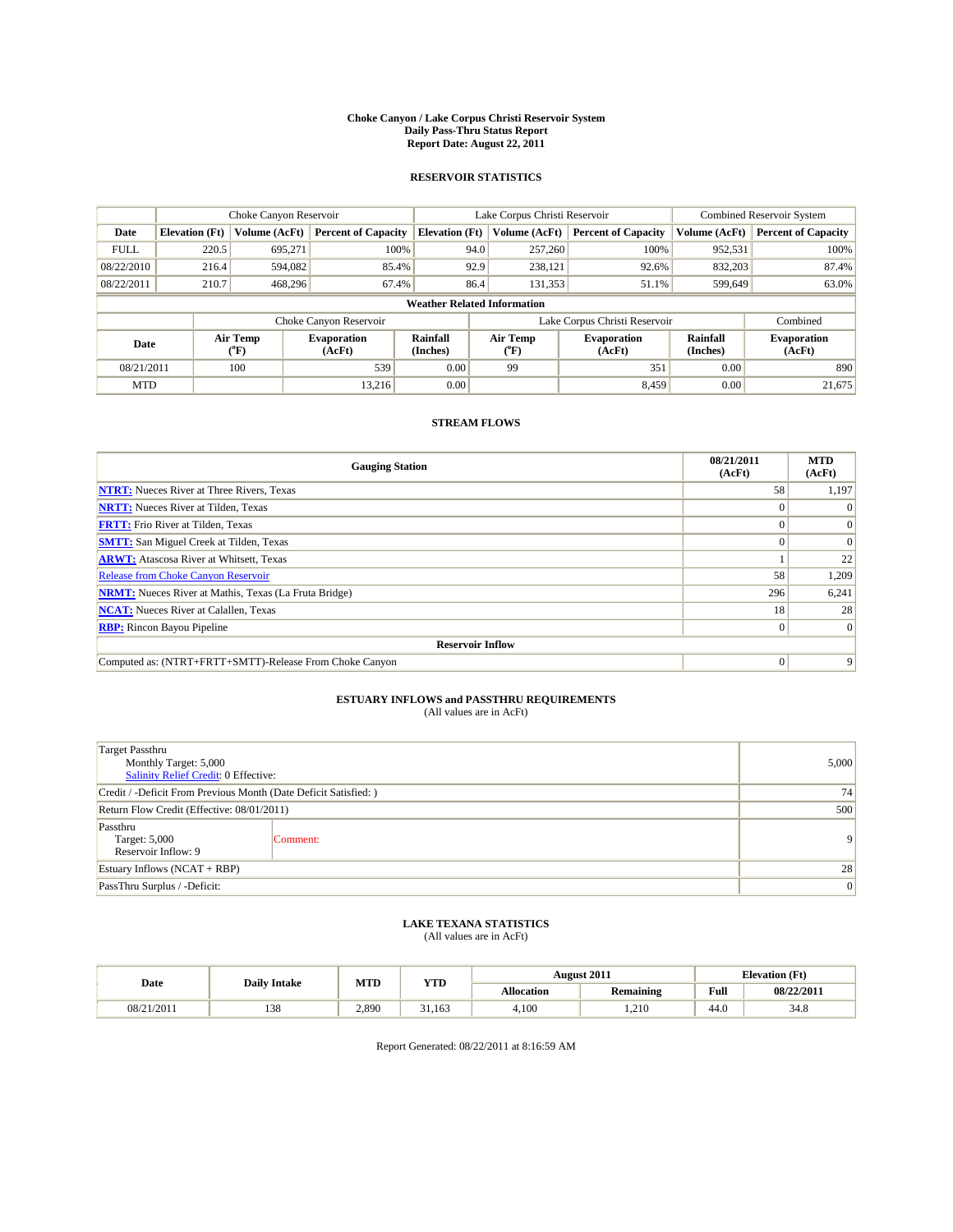# Choke Canyon / Lake Corpus Christi Reservoir System
## Daily Pass-Thru Status Report
## Report Date: August 22, 2011

### RESERVOIR STATISTICS

| | Choke Canyon Reservoir | | | Lake Corpus Christi Reservoir | | | Combined Reservoir System | |
|---|---|---|---|---|---|---|---|---|
| Date | Elevation (Ft) | Volume (AcFt) | Percent of Capacity | Elevation (Ft) | Volume (AcFt) | Percent of Capacity | Volume (AcFt) | Percent of Capacity |
| FULL | 220.5 | 695,271 | 100% | 94.0 | 257,260 | 100% | 952,531 | 100% |
| 08/22/2010 | 216.4 | 594,082 | 85.4% | 92.9 | 238,121 | 92.6% | 832,203 | 87.4% |
| 08/22/2011 | 210.7 | 468,296 | 67.4% | 86.4 | 131,353 | 51.1% | 599,649 | 63.0% |

**Weather Related Information**

| | Choke Canyon Reservoir | | | Lake Corpus Christi Reservoir | | | Combined |
|---|---|---|---|---|---|---|---|
| Date | Air Temp (°F) | Evaporation (AcFt) | Rainfall (Inches) | Air Temp (°F) | Evaporation (AcFt) | Rainfall (Inches) | Evaporation (AcFt) |
| 08/21/2011 | 100 | 539 | 0.00 | 99 | 351 | 0.00 | 890 |
| MTD | | 13,216 | 0.00 | | 8,459 | 0.00 | 21,675 |

### STREAM FLOWS

| Gauging Station | 08/21/2011 (AcFt) | MTD (AcFt) |
|---|---|---|
| **NTRT:** Nueces River at Three Rivers, Texas | 58 | 1,197 |
| **NRTT:** Nueces River at Tilden, Texas | 0 | 0 |
| **FRTT:** Frio River at Tilden, Texas | 0 | 0 |
| **SMTT:** San Miguel Creek at Tilden, Texas | 0 | 0 |
| **ARWT:** Atascosa River at Whitsett, Texas | 1 | 22 |
| Release from Choke Canyon Reservoir | 58 | 1,209 |
| **NRMT:** Nueces River at Mathis, Texas (La Fruta Bridge) | 296 | 6,241 |
| **NCAT:** Nueces River at Calallen, Texas | 18 | 28 |
| **RBP:** Rincon Bayou Pipeline | 0 | 0 |
| **Reservoir Inflow** | | |
| Computed as: (NTRT+FRTT+SMTT)-Release From Choke Canyon | 0 | 9 |

### ESTUARY INFLOWS and PASSTHRU REQUIREMENTS
(All values are in AcFt)

| | |
|---|---|
| Target Passthru<br>Monthly Target: 5,000<br>Salinity Relief Credit: 0 Effective: | 5,000 |
| Credit / -Deficit From Previous Month (Date Deficit Satisfied: ) | 74 |
| Return Flow Credit (Effective: 08/01/2011) | 500 |
| Passthru<br>Target: 5,000<br>Reservoir Inflow: 9 — Comment: | 9 |
| Estuary Inflows (NCAT + RBP) | 28 |
| PassThru Surplus / -Deficit: | 0 |

### LAKE TEXANA STATISTICS
(All values are in AcFt)

| Date | Daily Intake | MTD | YTD | August 2011 | | Elevation (Ft) | |
|---|---|---|---|---|---|---|---|
| | | | | Allocation | Remaining | Full | 08/22/2011 |
| 08/21/2011 | 138 | 2,890 | 31,163 | 4,100 | 1,210 | 44.0 | 34.8 |

Report Generated: 08/22/2011 at 8:16:59 AM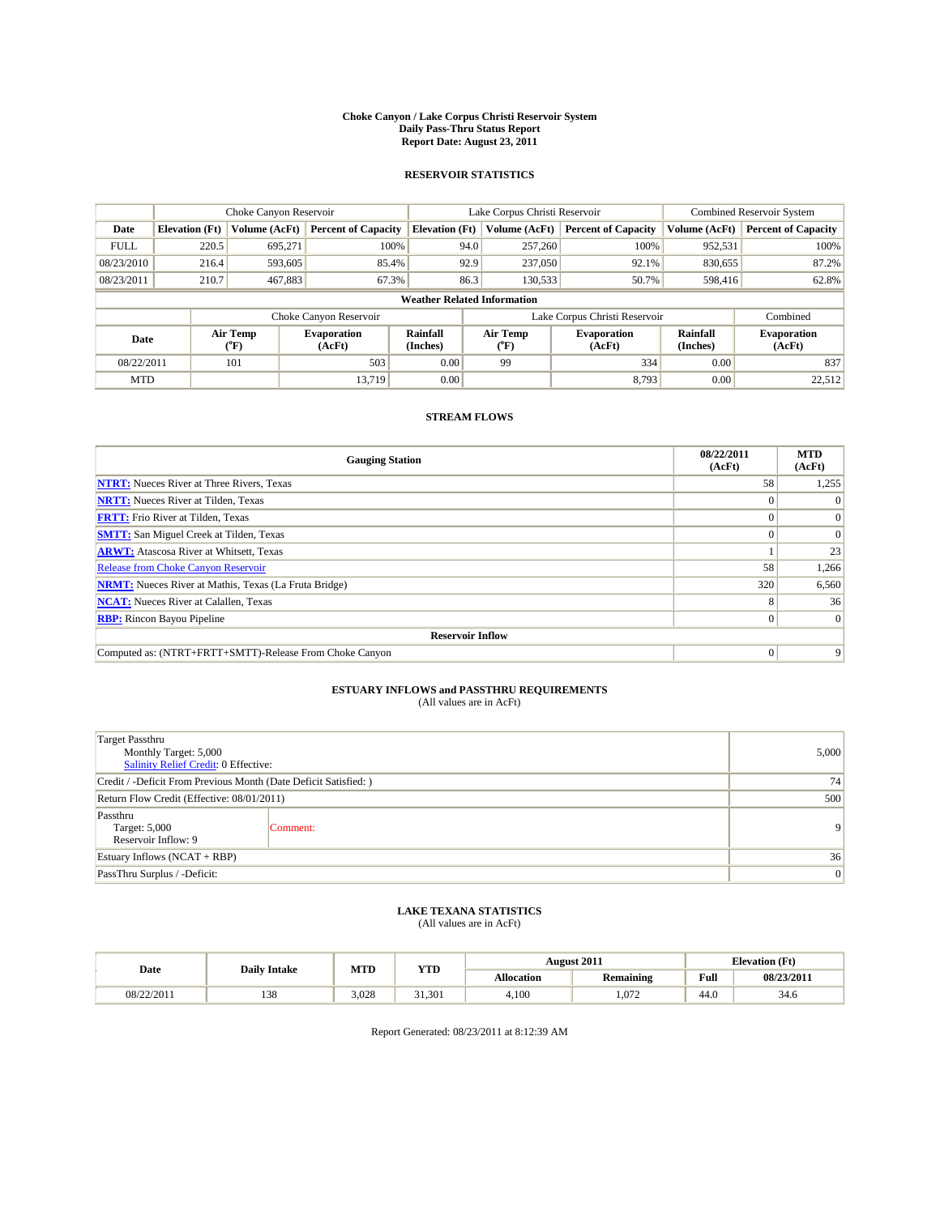# Choke Canyon / Lake Corpus Christi Reservoir System
## Daily Pass-Thru Status Report
### Report Date: August 23, 2011

## RESERVOIR STATISTICS

| | Choke Canyon Reservoir | | | Lake Corpus Christi Reservoir | | | Combined Reservoir System | |
|---|---|---|---|---|---|---|---|---|
| Date | Elevation (Ft) | Volume (AcFt) | Percent of Capacity | Elevation (Ft) | Volume (AcFt) | Percent of Capacity | Volume (AcFt) | Percent of Capacity |
| FULL | 220.5 | 695,271 | 100% | 94.0 | 257,260 | 100% | 952,531 | 100% |
| 08/23/2010 | 216.4 | 593,605 | 85.4% | 92.9 | 237,050 | 92.1% | 830,655 | 87.2% |
| 08/23/2011 | 210.7 | 467,883 | 67.3% | 86.3 | 130,533 | 50.7% | 598,416 | 62.8% |

**Weather Related Information**

| | Choke Canyon Reservoir | | | Lake Corpus Christi Reservoir | | | Combined |
|---|---|---|---|---|---|---|---|
| Date | Air Temp (°F) | Evaporation (AcFt) | Rainfall (Inches) | Air Temp (°F) | Evaporation (AcFt) | Rainfall (Inches) | Evaporation (AcFt) |
| 08/22/2011 | 101 | 503 | 0.00 | 99 | 334 | 0.00 | 837 |
| MTD | | 13,719 | 0.00 | | 8,793 | 0.00 | 22,512 |

## STREAM FLOWS

| Gauging Station | 08/22/2011 (AcFt) | MTD (AcFt) |
|---|---|---|
| **NTRT:** Nueces River at Three Rivers, Texas | 58 | 1,255 |
| **NRTT:** Nueces River at Tilden, Texas | 0 | 0 |
| **FRTT:** Frio River at Tilden, Texas | 0 | 0 |
| **SMTT:** San Miguel Creek at Tilden, Texas | 0 | 0 |
| **ARWT:** Atascosa River at Whitsett, Texas | 1 | 23 |
| Release from Choke Canyon Reservoir | 58 | 1,266 |
| **NRMT:** Nueces River at Mathis, Texas (La Fruta Bridge) | 320 | 6,560 |
| **NCAT:** Nueces River at Calallen, Texas | 8 | 36 |
| **RBP:** Rincon Bayou Pipeline | 0 | 0 |
| **Reservoir Inflow** | | |
| Computed as: (NTRT+FRTT+SMTT)-Release From Choke Canyon | 0 | 9 |

## ESTUARY INFLOWS and PASSTHRU REQUIREMENTS
(All values are in AcFt)

| | |
|---|---|
| Target Passthru<br>Monthly Target: 5,000<br>Salinity Relief Credit: 0 Effective: | 5,000 |
| Credit / -Deficit From Previous Month (Date Deficit Satisfied: ) | 74 |
| Return Flow Credit (Effective: 08/01/2011) | 500 |
| Passthru<br>Target: 5,000<br>Reservoir Inflow: 9 &nbsp;&nbsp; Comment: | 9 |
| Estuary Inflows (NCAT + RBP) | 36 |
| PassThru Surplus / -Deficit: | 0 |

## LAKE TEXANA STATISTICS
(All values are in AcFt)

| Date | Daily Intake | MTD | YTD | August 2011 | | Elevation (Ft) | |
|---|---|---|---|---|---|---|---|
| | | | | Allocation | Remaining | Full | 08/23/2011 |
| 08/22/2011 | 138 | 3,028 | 31,301 | 4,100 | 1,072 | 44.0 | 34.6 |

Report Generated: 08/23/2011 at 8:12:39 AM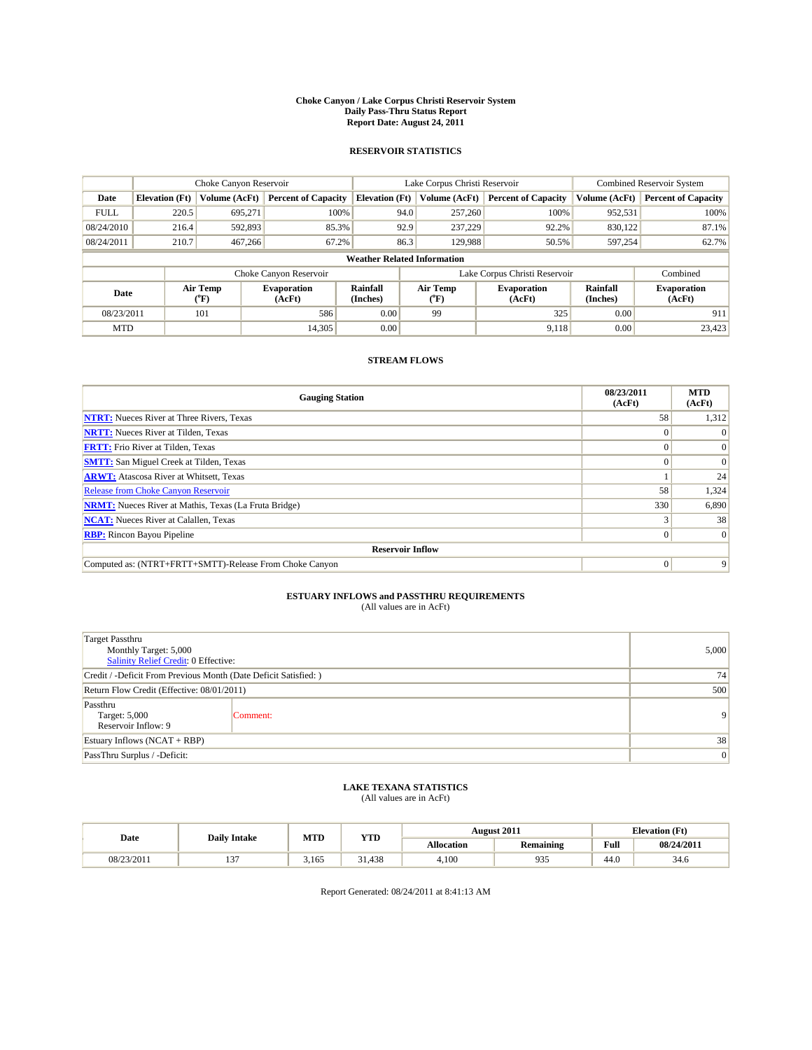**Choke Canyon / Lake Corpus Christi Reservoir System**
**Daily Pass-Thru Status Report**
**Report Date: August 24, 2011**

## RESERVOIR STATISTICS

| | Choke Canyon Reservoir | | | Lake Corpus Christi Reservoir | | | Combined Reservoir System | |
|---|---|---|---|---|---|---|---|---|
| Date | Elevation (Ft) | Volume (AcFt) | Percent of Capacity | Elevation (Ft) | Volume (AcFt) | Percent of Capacity | Volume (AcFt) | Percent of Capacity |
| FULL | 220.5 | 695,271 | 100% | 94.0 | 257,260 | 100% | 952,531 | 100% |
| 08/24/2010 | 216.4 | 592,893 | 85.3% | 92.9 | 237,229 | 92.2% | 830,122 | 87.1% |
| 08/24/2011 | 210.7 | 467,266 | 67.2% | 86.3 | 129,988 | 50.5% | 597,254 | 62.7% |

**Weather Related Information**

| | Choke Canyon Reservoir | | | Lake Corpus Christi Reservoir | | | Combined |
|---|---|---|---|---|---|---|---|
| Date | Air Temp (°F) | Evaporation (AcFt) | Rainfall (Inches) | Air Temp (°F) | Evaporation (AcFt) | Rainfall (Inches) | Evaporation (AcFt) |
| 08/23/2011 | 101 | 586 | 0.00 | 99 | 325 | 0.00 | 911 |
| MTD | | 14,305 | 0.00 | | 9,118 | 0.00 | 23,423 |

## STREAM FLOWS

| Gauging Station | 08/23/2011 (AcFt) | MTD (AcFt) |
|---|---|---|
| NTRT: Nueces River at Three Rivers, Texas | 58 | 1,312 |
| NRTT: Nueces River at Tilden, Texas | 0 | 0 |
| FRTT: Frio River at Tilden, Texas | 0 | 0 |
| SMTT: San Miguel Creek at Tilden, Texas | 0 | 0 |
| ARWT: Atascosa River at Whitsett, Texas | 1 | 24 |
| Release from Choke Canyon Reservoir | 58 | 1,324 |
| NRMT: Nueces River at Mathis, Texas (La Fruta Bridge) | 330 | 6,890 |
| NCAT: Nueces River at Calallen, Texas | 3 | 38 |
| RBP: Rincon Bayou Pipeline | 0 | 0 |
| **Reservoir Inflow** | | |
| Computed as: (NTRT+FRTT+SMTT)-Release From Choke Canyon | 0 | 9 |

## ESTUARY INFLOWS and PASSTHRU REQUIREMENTS

(All values are in AcFt)

| | |
|---|---|
| Target Passthru<br>Monthly Target: 5,000<br>Salinity Relief Credit: 0 Effective: | 5,000 |
| Credit / -Deficit From Previous Month (Date Deficit Satisfied: ) | 74 |
| Return Flow Credit (Effective: 08/01/2011) | 500 |
| Passthru<br>Target: 5,000<br>Reservoir Inflow: 9 — Comment: | 9 |
| Estuary Inflows (NCAT + RBP) | 38 |
| PassThru Surplus / -Deficit: | 0 |

## LAKE TEXANA STATISTICS

(All values are in AcFt)

| Date | Daily Intake | MTD | YTD | August 2011 | | Elevation (Ft) | |
|---|---|---|---|---|---|---|---|
| | | | | Allocation | Remaining | Full | 08/24/2011 |
| 08/23/2011 | 137 | 3,165 | 31,438 | 4,100 | 935 | 44.0 | 34.6 |

Report Generated: 08/24/2011 at 8:41:13 AM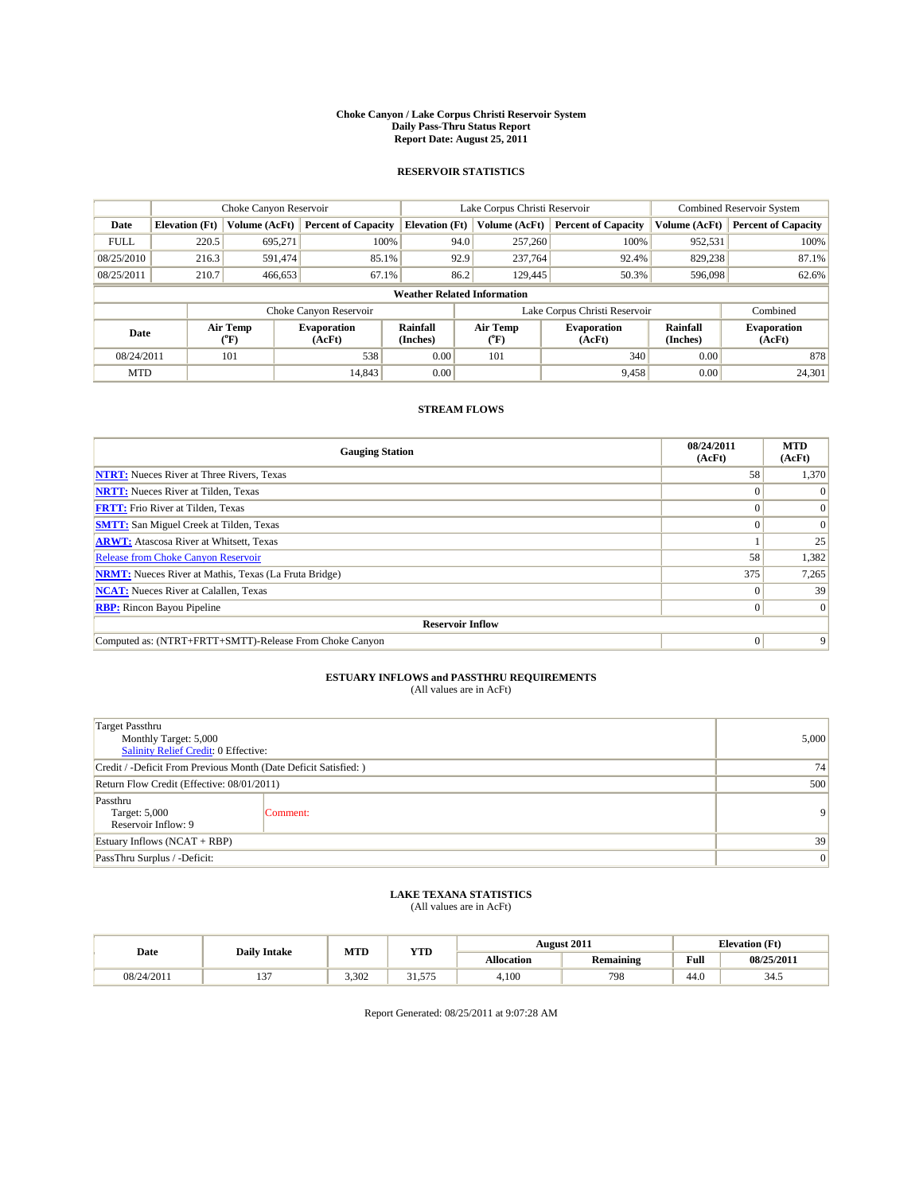# Choke Canyon / Lake Corpus Christi Reservoir System
## Daily Pass-Thru Status Report
## Report Date: August 25, 2011

### RESERVOIR STATISTICS

| | Choke Canyon Reservoir | | | Lake Corpus Christi Reservoir | | | Combined Reservoir System | |
|---|---|---|---|---|---|---|---|---|
| Date | Elevation (Ft) | Volume (AcFt) | Percent of Capacity | Elevation (Ft) | Volume (AcFt) | Percent of Capacity | Volume (AcFt) | Percent of Capacity |
| FULL | 220.5 | 695,271 | 100% | 94.0 | 257,260 | 100% | 952,531 | 100% |
| 08/25/2010 | 216.3 | 591,474 | 85.1% | 92.9 | 237,764 | 92.4% | 829,238 | 87.1% |
| 08/25/2011 | 210.7 | 466,653 | 67.1% | 86.2 | 129,445 | 50.3% | 596,098 | 62.6% |

**Weather Related Information**

| | Choke Canyon Reservoir | | | Lake Corpus Christi Reservoir | | | Combined |
|---|---|---|---|---|---|---|---|
| Date | Air Temp (°F) | Evaporation (AcFt) | Rainfall (Inches) | Air Temp (°F) | Evaporation (AcFt) | Rainfall (Inches) | Evaporation (AcFt) |
| 08/24/2011 | 101 | 538 | 0.00 | 101 | 340 | 0.00 | 878 |
| MTD | | 14,843 | 0.00 | | 9,458 | 0.00 | 24,301 |

### STREAM FLOWS

| Gauging Station | 08/24/2011 (AcFt) | MTD (AcFt) |
|---|---|---|
| NTRT: Nueces River at Three Rivers, Texas | 58 | 1,370 |
| NRTT: Nueces River at Tilden, Texas | 0 | 0 |
| FRTT: Frio River at Tilden, Texas | 0 | 0 |
| SMTT: San Miguel Creek at Tilden, Texas | 0 | 0 |
| ARWT: Atascosa River at Whitsett, Texas | 1 | 25 |
| Release from Choke Canyon Reservoir | 58 | 1,382 |
| NRMT: Nueces River at Mathis, Texas (La Fruta Bridge) | 375 | 7,265 |
| NCAT: Nueces River at Calallen, Texas | 0 | 39 |
| RBP: Rincon Bayou Pipeline | 0 | 0 |
| **Reservoir Inflow** | | |
| Computed as: (NTRT+FRTT+SMTT)-Release From Choke Canyon | 0 | 9 |

### ESTUARY INFLOWS and PASSTHRU REQUIREMENTS
(All values are in AcFt)

| | |
|---|---|
| Target Passthru<br>Monthly Target: 5,000<br>Salinity Relief Credit: 0 Effective: | 5,000 |
| Credit / -Deficit From Previous Month (Date Deficit Satisfied: ) | 74 |
| Return Flow Credit (Effective: 08/01/2011) | 500 |
| Passthru<br>Target: 5,000<br>Reservoir Inflow: 9 — Comment: | 9 |
| Estuary Inflows (NCAT + RBP) | 39 |
| PassThru Surplus / -Deficit: | 0 |

### LAKE TEXANA STATISTICS
(All values are in AcFt)

| Date | Daily Intake | MTD | YTD | August 2011 | | Elevation (Ft) | |
|---|---|---|---|---|---|---|---|
| | | | | Allocation | Remaining | Full | 08/25/2011 |
| 08/24/2011 | 137 | 3,302 | 31,575 | 4,100 | 798 | 44.0 | 34.5 |

Report Generated: 08/25/2011 at 9:07:28 AM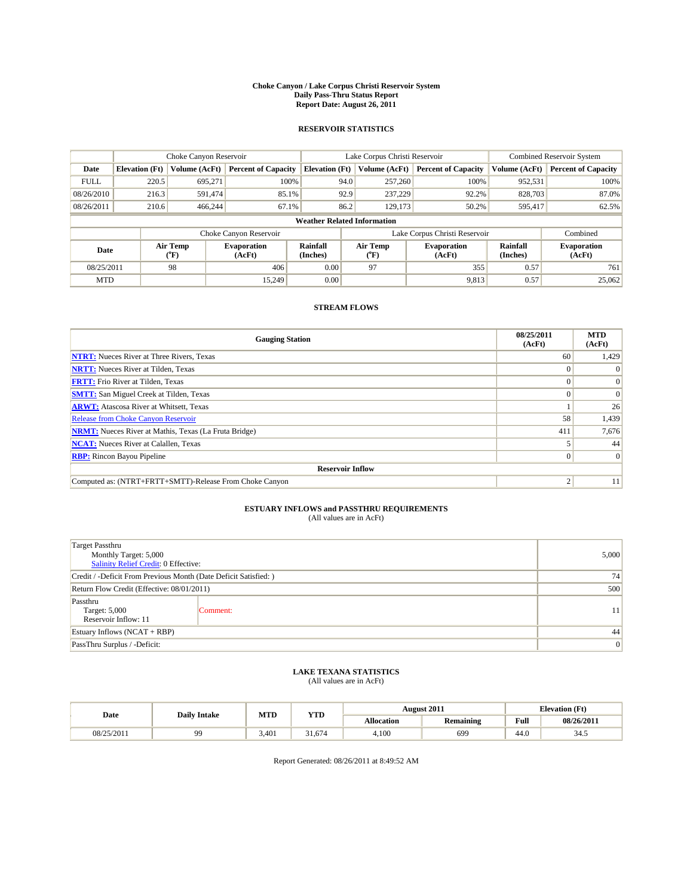# Choke Canyon / Lake Corpus Christi Reservoir System
## Daily Pass-Thru Status Report
## Report Date: August 26, 2011

### RESERVOIR STATISTICS

| | Choke Canyon Reservoir | | | Lake Corpus Christi Reservoir | | | Combined Reservoir System | |
|---|---|---|---|---|---|---|---|---|
| Date | Elevation (Ft) | Volume (AcFt) | Percent of Capacity | Elevation (Ft) | Volume (AcFt) | Percent of Capacity | Volume (AcFt) | Percent of Capacity |
| FULL | 220.5 | 695,271 | 100% | 94.0 | 257,260 | 100% | 952,531 | 100% |
| 08/26/2010 | 216.3 | 591,474 | 85.1% | 92.9 | 237,229 | 92.2% | 828,703 | 87.0% |
| 08/26/2011 | 210.6 | 466,244 | 67.1% | 86.2 | 129,173 | 50.2% | 595,417 | 62.5% |

**Weather Related Information**

| | Choke Canyon Reservoir | | | Lake Corpus Christi Reservoir | | | Combined |
|---|---|---|---|---|---|---|---|
| Date | Air Temp (°F) | Evaporation (AcFt) | Rainfall (Inches) | Air Temp (°F) | Evaporation (AcFt) | Rainfall (Inches) | Evaporation (AcFt) |
| 08/25/2011 | 98 | 406 | 0.00 | 97 | 355 | 0.57 | 761 |
| MTD | | 15,249 | 0.00 | | 9,813 | 0.57 | 25,062 |

### STREAM FLOWS

| Gauging Station | 08/25/2011 (AcFt) | MTD (AcFt) |
|---|---|---|
| NTRT: Nueces River at Three Rivers, Texas | 60 | 1,429 |
| NRTT: Nueces River at Tilden, Texas | 0 | 0 |
| FRTT: Frio River at Tilden, Texas | 0 | 0 |
| SMTT: San Miguel Creek at Tilden, Texas | 0 | 0 |
| ARWT: Atascosa River at Whitsett, Texas | 1 | 26 |
| Release from Choke Canyon Reservoir | 58 | 1,439 |
| NRMT: Nueces River at Mathis, Texas (La Fruta Bridge) | 411 | 7,676 |
| NCAT: Nueces River at Calallen, Texas | 5 | 44 |
| RBP: Rincon Bayou Pipeline | 0 | 0 |
| **Reservoir Inflow** | | |
| Computed as: (NTRT+FRTT+SMTT)-Release From Choke Canyon | 2 | 11 |

### ESTUARY INFLOWS and PASSTHRU REQUIREMENTS
(All values are in AcFt)

| | |
|---|---|
| Target Passthru<br>Monthly Target: 5,000<br>Salinity Relief Credit: 0 Effective: | 5,000 |
| Credit / -Deficit From Previous Month (Date Deficit Satisfied: ) | 74 |
| Return Flow Credit (Effective: 08/01/2011) | 500 |
| Passthru<br>Target: 5,000<br>Reservoir Inflow: 11 &nbsp;&nbsp; Comment: | 11 |
| Estuary Inflows (NCAT + RBP) | 44 |
| PassThru Surplus / -Deficit: | 0 |

### LAKE TEXANA STATISTICS
(All values are in AcFt)

| Date | Daily Intake | MTD | YTD | August 2011 | | Elevation (Ft) | |
|---|---|---|---|---|---|---|---|
| | | | | Allocation | Remaining | Full | 08/26/2011 |
| 08/25/2011 | 99 | 3,401 | 31,674 | 4,100 | 699 | 44.0 | 34.5 |

Report Generated: 08/26/2011 at 8:49:52 AM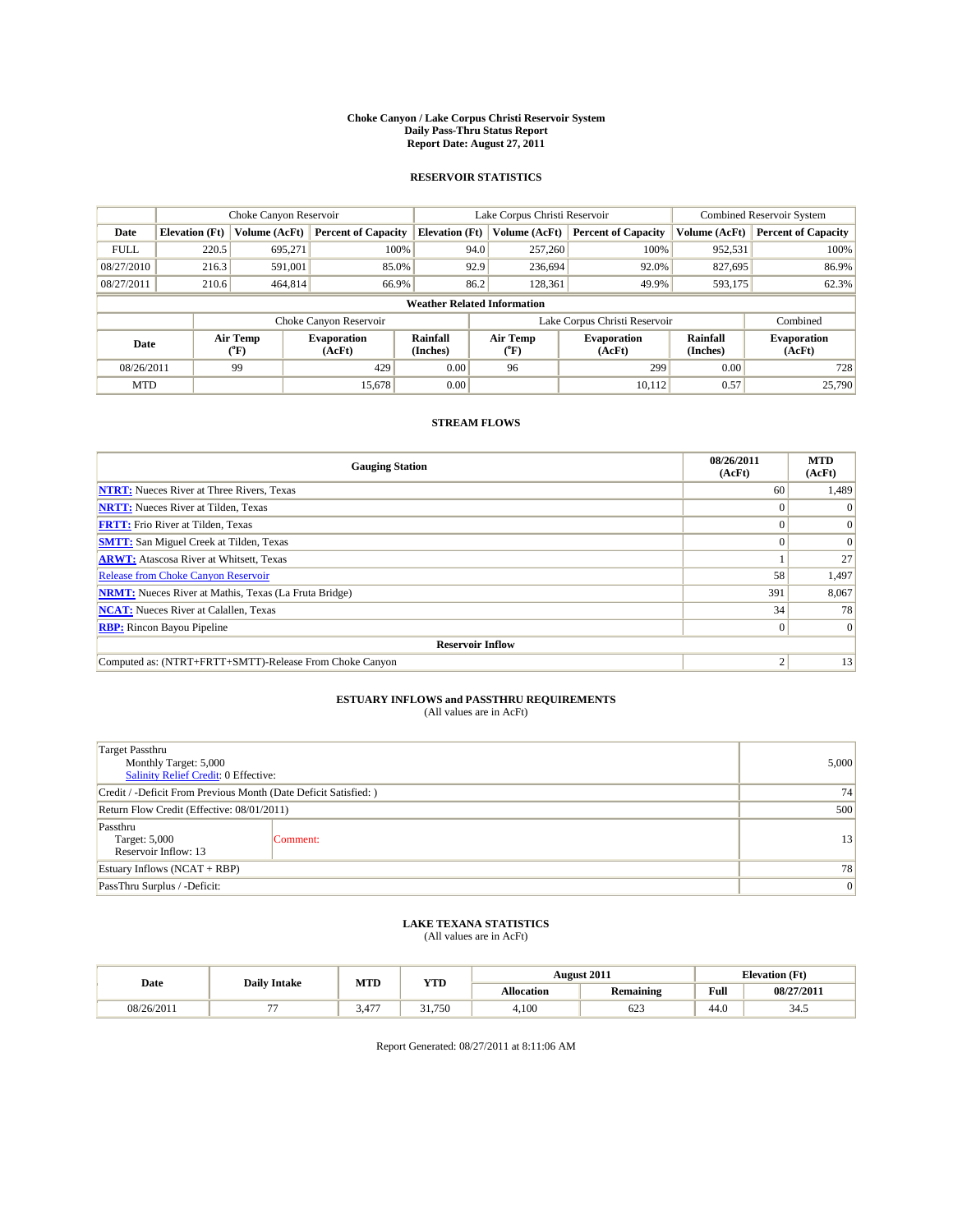# Choke Canyon / Lake Corpus Christi Reservoir System
## Daily Pass-Thru Status Report
## Report Date: August 27, 2011

### RESERVOIR STATISTICS

| | Choke Canyon Reservoir | | | Lake Corpus Christi Reservoir | | | Combined Reservoir System | |
|---|---|---|---|---|---|---|---|---|
| Date | Elevation (Ft) | Volume (AcFt) | Percent of Capacity | Elevation (Ft) | Volume (AcFt) | Percent of Capacity | Volume (AcFt) | Percent of Capacity |
| FULL | 220.5 | 695,271 | 100% | 94.0 | 257,260 | 100% | 952,531 | 100% |
| 08/27/2010 | 216.3 | 591,001 | 85.0% | 92.9 | 236,694 | 92.0% | 827,695 | 86.9% |
| 08/27/2011 | 210.6 | 464,814 | 66.9% | 86.2 | 128,361 | 49.9% | 593,175 | 62.3% |

**Weather Related Information**

| | Choke Canyon Reservoir | | | Lake Corpus Christi Reservoir | | | Combined |
|---|---|---|---|---|---|---|---|
| Date | Air Temp (°F) | Evaporation (AcFt) | Rainfall (Inches) | Air Temp (°F) | Evaporation (AcFt) | Rainfall (Inches) | Evaporation (AcFt) |
| 08/26/2011 | 99 | 429 | 0.00 | 96 | 299 | 0.00 | 728 |
| MTD | | 15,678 | 0.00 | | 10,112 | 0.57 | 25,790 |

### STREAM FLOWS

| Gauging Station | 08/26/2011 (AcFt) | MTD (AcFt) |
|---|---|---|
| NTRT: Nueces River at Three Rivers, Texas | 60 | 1,489 |
| NRTT: Nueces River at Tilden, Texas | 0 | 0 |
| FRTT: Frio River at Tilden, Texas | 0 | 0 |
| SMTT: San Miguel Creek at Tilden, Texas | 0 | 0 |
| ARWT: Atascosa River at Whitsett, Texas | 1 | 27 |
| Release from Choke Canyon Reservoir | 58 | 1,497 |
| NRMT: Nueces River at Mathis, Texas (La Fruta Bridge) | 391 | 8,067 |
| NCAT: Nueces River at Calallen, Texas | 34 | 78 |
| RBP: Rincon Bayou Pipeline | 0 | 0 |
| **Reservoir Inflow** | | |
| Computed as: (NTRT+FRTT+SMTT)-Release From Choke Canyon | 2 | 13 |

### ESTUARY INFLOWS and PASSTHRU REQUIREMENTS
(All values are in AcFt)

| | |
|---|---|
| Target Passthru<br>Monthly Target: 5,000<br>Salinity Relief Credit: 0 Effective: | 5,000 |
| Credit / -Deficit From Previous Month (Date Deficit Satisfied: ) | 74 |
| Return Flow Credit (Effective: 08/01/2011) | 500 |
| Passthru<br>Target: 5,000<br>Reservoir Inflow: 13 — Comment: | 13 |
| Estuary Inflows (NCAT + RBP) | 78 |
| PassThru Surplus / -Deficit: | 0 |

### LAKE TEXANA STATISTICS
(All values are in AcFt)

| Date | Daily Intake | MTD | YTD | August 2011 | | Elevation (Ft) | |
|---|---|---|---|---|---|---|---|
| | | | | Allocation | Remaining | Full | 08/27/2011 |
| 08/26/2011 | 77 | 3,477 | 31,750 | 4,100 | 623 | 44.0 | 34.5 |

Report Generated: 08/27/2011 at 8:11:06 AM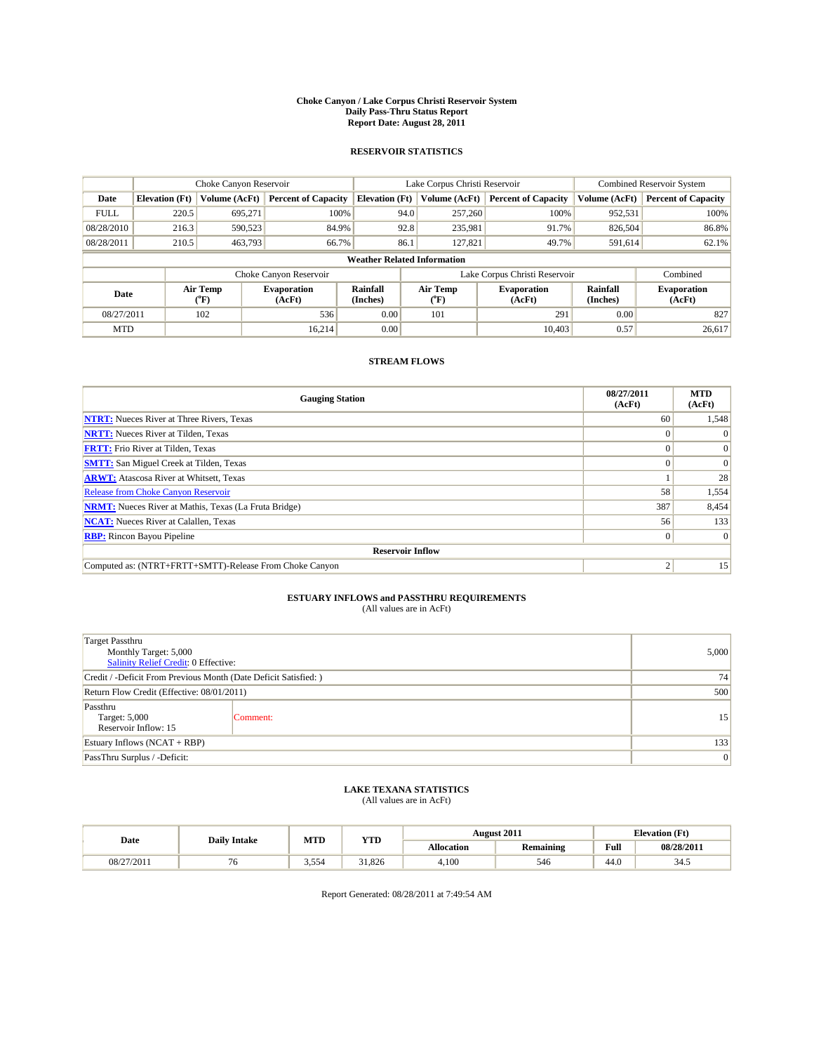**Choke Canyon / Lake Corpus Christi Reservoir System**
**Daily Pass-Thru Status Report**
**Report Date: August 28, 2011**

## RESERVOIR STATISTICS

| | Choke Canyon Reservoir | | | Lake Corpus Christi Reservoir | | | Combined Reservoir System | |
|---|---|---|---|---|---|---|---|---|
| **Date** | **Elevation (Ft)** | **Volume (AcFt)** | **Percent of Capacity** | **Elevation (Ft)** | **Volume (AcFt)** | **Percent of Capacity** | **Volume (AcFt)** | **Percent of Capacity** |
| FULL | 220.5 | 695,271 | 100% | 94.0 | 257,260 | 100% | 952,531 | 100% |
| 08/28/2010 | 216.3 | 590,523 | 84.9% | 92.8 | 235,981 | 91.7% | 826,504 | 86.8% |
| 08/28/2011 | 210.5 | 463,793 | 66.7% | 86.1 | 127,821 | 49.7% | 591,614 | 62.1% |

**Weather Related Information**

| | Choke Canyon Reservoir | | | Lake Corpus Christi Reservoir | | | Combined |
|---|---|---|---|---|---|---|---|
| **Date** | **Air Temp (°F)** | **Evaporation (AcFt)** | **Rainfall (Inches)** | **Air Temp (°F)** | **Evaporation (AcFt)** | **Rainfall (Inches)** | **Evaporation (AcFt)** |
| 08/27/2011 | 102 | 536 | 0.00 | 101 | 291 | 0.00 | 827 |
| MTD | | 16,214 | 0.00 | | 10,403 | 0.57 | 26,617 |

## STREAM FLOWS

| Gauging Station | 08/27/2011 (AcFt) | MTD (AcFt) |
|---|---|---|
| **NTRT:** Nueces River at Three Rivers, Texas | 60 | 1,548 |
| **NRTT:** Nueces River at Tilden, Texas | 0 | 0 |
| **FRTT:** Frio River at Tilden, Texas | 0 | 0 |
| **SMTT:** San Miguel Creek at Tilden, Texas | 0 | 0 |
| **ARWT:** Atascosa River at Whitsett, Texas | 1 | 28 |
| Release from Choke Canyon Reservoir | 58 | 1,554 |
| **NRMT:** Nueces River at Mathis, Texas (La Fruta Bridge) | 387 | 8,454 |
| **NCAT:** Nueces River at Calallen, Texas | 56 | 133 |
| **RBP:** Rincon Bayou Pipeline | 0 | 0 |
| **Reservoir Inflow** | | |
| Computed as: (NTRT+FRTT+SMTT)-Release From Choke Canyon | 2 | 15 |

## ESTUARY INFLOWS and PASSTHRU REQUIREMENTS
(All values are in AcFt)

| | |
|---|---|
| Target Passthru<br>Monthly Target: 5,000<br>Salinity Relief Credit: 0 Effective: | 5,000 |
| Credit / -Deficit From Previous Month (Date Deficit Satisfied: ) | 74 |
| Return Flow Credit (Effective: 08/01/2011) | 500 |
| Passthru<br>Target: 5,000<br>Reservoir Inflow: 15 &nbsp;&nbsp; Comment: | 15 |
| Estuary Inflows (NCAT + RBP) | 133 |
| PassThru Surplus / -Deficit: | 0 |

## LAKE TEXANA STATISTICS
(All values are in AcFt)

| Date | Daily Intake | MTD | YTD | August 2011 | | Elevation (Ft) | |
|---|---|---|---|---|---|---|---|
| | | | | **Allocation** | **Remaining** | **Full** | **08/28/2011** |
| 08/27/2011 | 76 | 3,554 | 31,826 | 4,100 | 546 | 44.0 | 34.5 |

Report Generated: 08/28/2011 at 7:49:54 AM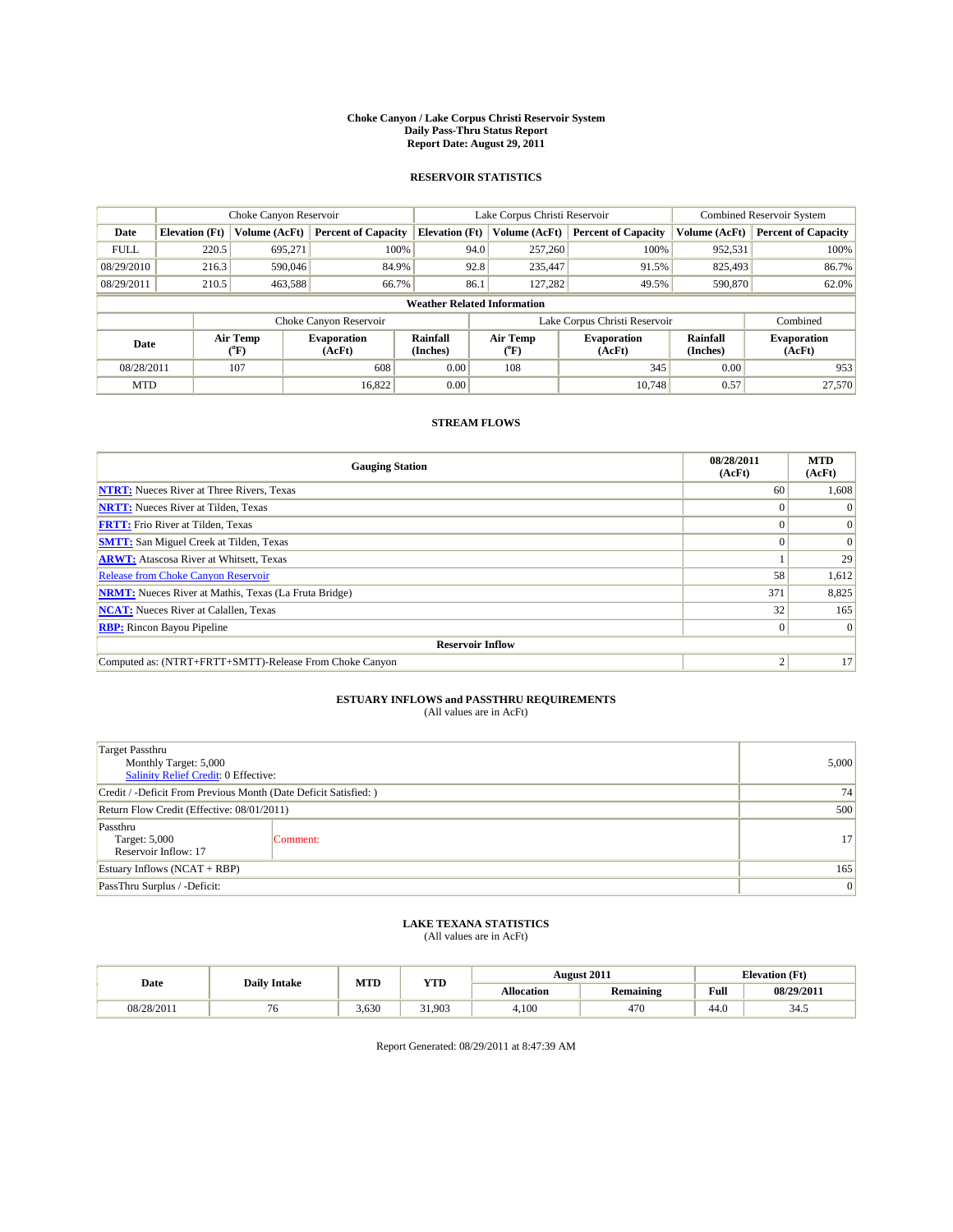**Choke Canyon / Lake Corpus Christi Reservoir System**
**Daily Pass-Thru Status Report**
**Report Date: August 29, 2011**

## RESERVOIR STATISTICS

| | Choke Canyon Reservoir | | | Lake Corpus Christi Reservoir | | | Combined Reservoir System | |
|---|---|---|---|---|---|---|---|---|
| **Date** | **Elevation (Ft)** | **Volume (AcFt)** | **Percent of Capacity** | **Elevation (Ft)** | **Volume (AcFt)** | **Percent of Capacity** | **Volume (AcFt)** | **Percent of Capacity** |
| FULL | 220.5 | 695,271 | 100% | 94.0 | 257,260 | 100% | 952,531 | 100% |
| 08/29/2010 | 216.3 | 590,046 | 84.9% | 92.8 | 235,447 | 91.5% | 825,493 | 86.7% |
| 08/29/2011 | 210.5 | 463,588 | 66.7% | 86.1 | 127,282 | 49.5% | 590,870 | 62.0% |

**Weather Related Information**

| | Choke Canyon Reservoir | | | Lake Corpus Christi Reservoir | | | Combined |
|---|---|---|---|---|---|---|---|
| **Date** | **Air Temp (°F)** | **Evaporation (AcFt)** | **Rainfall (Inches)** | **Air Temp (°F)** | **Evaporation (AcFt)** | **Rainfall (Inches)** | **Evaporation (AcFt)** |
| 08/28/2011 | 107 | 608 | 0.00 | 108 | 345 | 0.00 | 953 |
| MTD | | 16,822 | 0.00 | | 10,748 | 0.57 | 27,570 |

## STREAM FLOWS

| Gauging Station | 08/28/2011 (AcFt) | MTD (AcFt) |
|---|---|---|
| **NTRT:** Nueces River at Three Rivers, Texas | 60 | 1,608 |
| **NRTT:** Nueces River at Tilden, Texas | 0 | 0 |
| **FRTT:** Frio River at Tilden, Texas | 0 | 0 |
| **SMTT:** San Miguel Creek at Tilden, Texas | 0 | 0 |
| **ARWT:** Atascosa River at Whitsett, Texas | 1 | 29 |
| Release from Choke Canyon Reservoir | 58 | 1,612 |
| **NRMT:** Nueces River at Mathis, Texas (La Fruta Bridge) | 371 | 8,825 |
| **NCAT:** Nueces River at Calallen, Texas | 32 | 165 |
| **RBP:** Rincon Bayou Pipeline | 0 | 0 |
| **Reservoir Inflow** | | |
| Computed as: (NTRT+FRTT+SMTT)-Release From Choke Canyon | 2 | 17 |

## ESTUARY INFLOWS and PASSTHRU REQUIREMENTS
(All values are in AcFt)

| | |
|---|---|
| Target Passthru<br>Monthly Target: 5,000<br>Salinity Relief Credit: 0 Effective: | 5,000 |
| Credit / -Deficit From Previous Month (Date Deficit Satisfied: ) | 74 |
| Return Flow Credit (Effective: 08/01/2011) | 500 |
| Passthru<br>Target: 5,000<br>Reservoir Inflow: 17 &nbsp;&nbsp; Comment: | 17 |
| Estuary Inflows (NCAT + RBP) | 165 |
| PassThru Surplus / -Deficit: | 0 |

## LAKE TEXANA STATISTICS
(All values are in AcFt)

| Date | Daily Intake | MTD | YTD | August 2011 | | Elevation (Ft) | |
|---|---|---|---|---|---|---|---|
| | | | | **Allocation** | **Remaining** | **Full** | **08/29/2011** |
| 08/28/2011 | 76 | 3,630 | 31,903 | 4,100 | 470 | 44.0 | 34.5 |

Report Generated: 08/29/2011 at 8:47:39 AM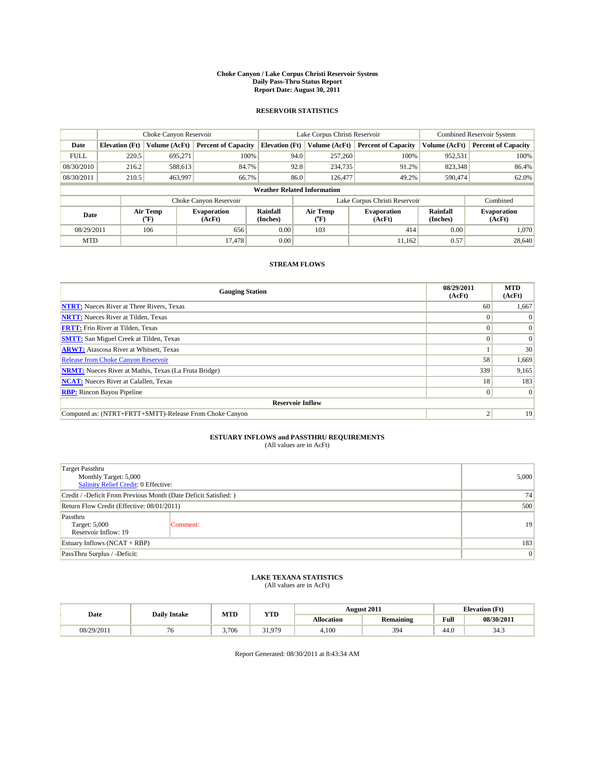# Choke Canyon / Lake Corpus Christi Reservoir System
## Daily Pass-Thru Status Report
## Report Date: August 30, 2011

### RESERVOIR STATISTICS

| | Choke Canyon Reservoir | | | Lake Corpus Christi Reservoir | | | Combined Reservoir System | |
|---|---|---|---|---|---|---|---|---|
| Date | Elevation (Ft) | Volume (AcFt) | Percent of Capacity | Elevation (Ft) | Volume (AcFt) | Percent of Capacity | Volume (AcFt) | Percent of Capacity |
| FULL | 220.5 | 695,271 | 100% | 94.0 | 257,260 | 100% | 952,531 | 100% |
| 08/30/2010 | 216.2 | 588,613 | 84.7% | 92.8 | 234,735 | 91.2% | 823,348 | 86.4% |
| 08/30/2011 | 210.5 | 463,997 | 66.7% | 86.0 | 126,477 | 49.2% | 590,474 | 62.0% |

**Weather Related Information**

| | Choke Canyon Reservoir | | | Lake Corpus Christi Reservoir | | | Combined |
|---|---|---|---|---|---|---|---|
| Date | Air Temp (°F) | Evaporation (AcFt) | Rainfall (Inches) | Air Temp (°F) | Evaporation (AcFt) | Rainfall (Inches) | Evaporation (AcFt) |
| 08/29/2011 | 106 | 656 | 0.00 | 103 | 414 | 0.00 | 1,070 |
| MTD | | 17,478 | 0.00 | | 11,162 | 0.57 | 28,640 |

### STREAM FLOWS

| Gauging Station | 08/29/2011 (AcFt) | MTD (AcFt) |
|---|---|---|
| NTRT: Nueces River at Three Rivers, Texas | 60 | 1,667 |
| NRTT: Nueces River at Tilden, Texas | 0 | 0 |
| FRTT: Frio River at Tilden, Texas | 0 | 0 |
| SMTT: San Miguel Creek at Tilden, Texas | 0 | 0 |
| ARWT: Atascosa River at Whitsett, Texas | 1 | 30 |
| Release from Choke Canyon Reservoir | 58 | 1,669 |
| NRMT: Nueces River at Mathis, Texas (La Fruta Bridge) | 339 | 9,165 |
| NCAT: Nueces River at Calallen, Texas | 18 | 183 |
| RBP: Rincon Bayou Pipeline | 0 | 0 |
| **Reservoir Inflow** | | |
| Computed as: (NTRT+FRTT+SMTT)-Release From Choke Canyon | 2 | 19 |

### ESTUARY INFLOWS and PASSTHRU REQUIREMENTS
(All values are in AcFt)

| | |
|---|---|
| Target Passthru<br>Monthly Target: 5,000<br>Salinity Relief Credit: 0 Effective: | 5,000 |
| Credit / -Deficit From Previous Month (Date Deficit Satisfied: ) | 74 |
| Return Flow Credit (Effective: 08/01/2011) | 500 |
| Passthru<br>Target: 5,000<br>Reservoir Inflow: 19 — Comment: | 19 |
| Estuary Inflows (NCAT + RBP) | 183 |
| PassThru Surplus / -Deficit: | 0 |

### LAKE TEXANA STATISTICS
(All values are in AcFt)

| Date | Daily Intake | MTD | YTD | August 2011 | | Elevation (Ft) | |
|---|---|---|---|---|---|---|---|
| | | | | Allocation | Remaining | Full | 08/30/2011 |
| 08/29/2011 | 76 | 3,706 | 31,979 | 4,100 | 394 | 44.0 | 34.3 |

Report Generated: 08/30/2011 at 8:43:34 AM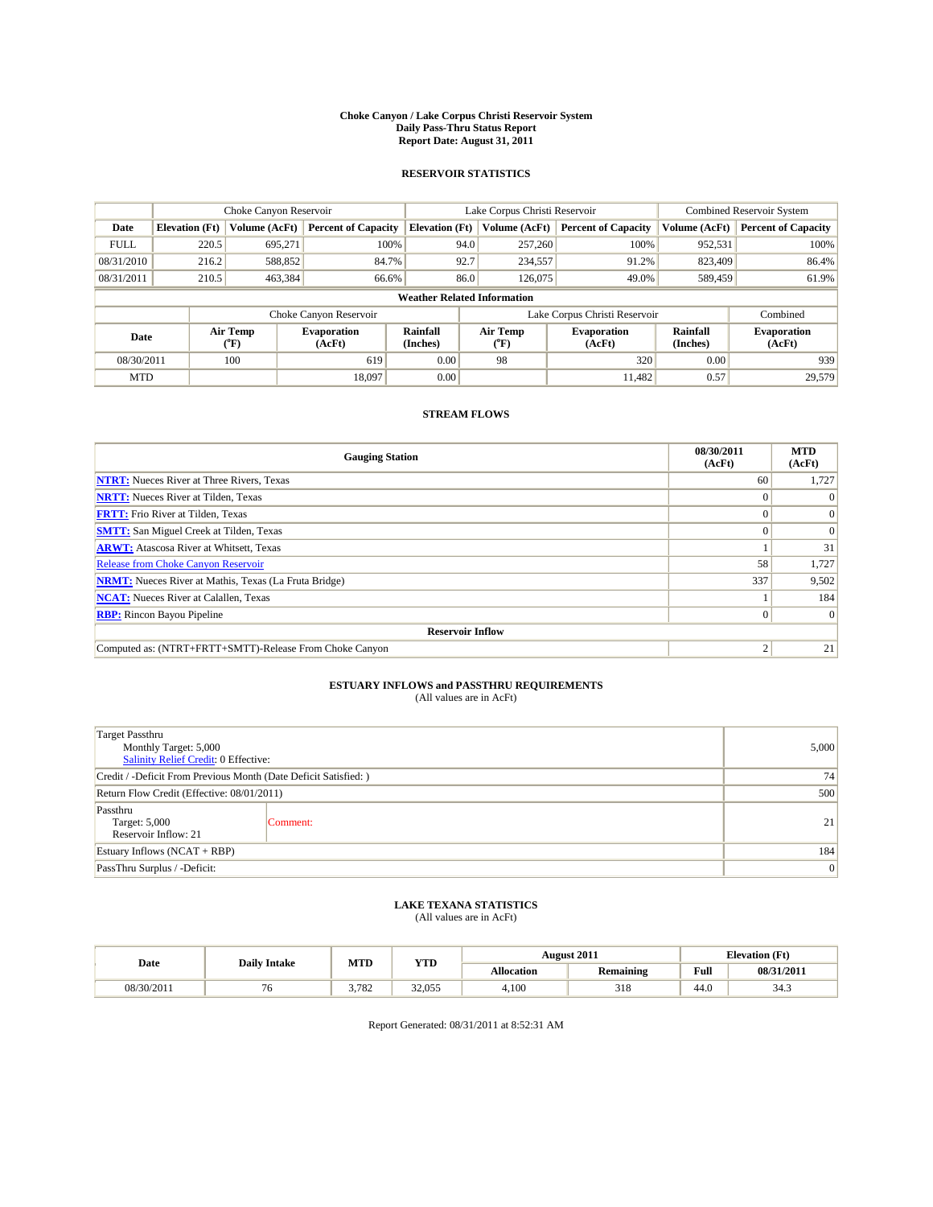**Choke Canyon / Lake Corpus Christi Reservoir System**
**Daily Pass-Thru Status Report**
**Report Date: August 31, 2011**

## RESERVOIR STATISTICS

| | Choke Canyon Reservoir | | | Lake Corpus Christi Reservoir | | | Combined Reservoir System | |
|---|---|---|---|---|---|---|---|---|
| Date | Elevation (Ft) | Volume (AcFt) | Percent of Capacity | Elevation (Ft) | Volume (AcFt) | Percent of Capacity | Volume (AcFt) | Percent of Capacity |
| FULL | 220.5 | 695,271 | 100% | 94.0 | 257,260 | 100% | 952,531 | 100% |
| 08/31/2010 | 216.2 | 588,852 | 84.7% | 92.7 | 234,557 | 91.2% | 823,409 | 86.4% |
| 08/31/2011 | 210.5 | 463,384 | 66.6% | 86.0 | 126,075 | 49.0% | 589,459 | 61.9% |

**Weather Related Information**

| | Choke Canyon Reservoir | | | Lake Corpus Christi Reservoir | | | Combined |
|---|---|---|---|---|---|---|---|
| Date | Air Temp (°F) | Evaporation (AcFt) | Rainfall (Inches) | Air Temp (°F) | Evaporation (AcFt) | Rainfall (Inches) | Evaporation (AcFt) |
| 08/30/2011 | 100 | 619 | 0.00 | 98 | 320 | 0.00 | 939 |
| MTD | | 18,097 | 0.00 | | 11,482 | 0.57 | 29,579 |

## STREAM FLOWS

| Gauging Station | 08/30/2011 (AcFt) | MTD (AcFt) |
|---|---|---|
| NTRT: Nueces River at Three Rivers, Texas | 60 | 1,727 |
| NRTT: Nueces River at Tilden, Texas | 0 | 0 |
| FRTT: Frio River at Tilden, Texas | 0 | 0 |
| SMTT: San Miguel Creek at Tilden, Texas | 0 | 0 |
| ARWT: Atascosa River at Whitsett, Texas | 1 | 31 |
| Release from Choke Canyon Reservoir | 58 | 1,727 |
| NRMT: Nueces River at Mathis, Texas (La Fruta Bridge) | 337 | 9,502 |
| NCAT: Nueces River at Calallen, Texas | 1 | 184 |
| RBP: Rincon Bayou Pipeline | 0 | 0 |
| **Reservoir Inflow** | | |
| Computed as: (NTRT+FRTT+SMTT)-Release From Choke Canyon | 2 | 21 |

## ESTUARY INFLOWS and PASSTHRU REQUIREMENTS
(All values are in AcFt)

| | | |
|---|---|---|
| Target Passthru<br>Monthly Target: 5,000<br>Salinity Relief Credit: 0 Effective: | | 5,000 |
| Credit / -Deficit From Previous Month (Date Deficit Satisfied: ) | | 74 |
| Return Flow Credit (Effective: 08/01/2011) | | 500 |
| Passthru<br>Target: 5,000<br>Reservoir Inflow: 21 | Comment: | 21 |
| Estuary Inflows (NCAT + RBP) | | 184 |
| PassThru Surplus / -Deficit: | | 0 |

## LAKE TEXANA STATISTICS
(All values are in AcFt)

| Date | Daily Intake | MTD | YTD | August 2011 | | Elevation (Ft) | |
|---|---|---|---|---|---|---|---|
| | | | | Allocation | Remaining | Full | 08/31/2011 |
| 08/30/2011 | 76 | 3,782 | 32,055 | 4,100 | 318 | 44.0 | 34.3 |

Report Generated: 08/31/2011 at 8:52:31 AM